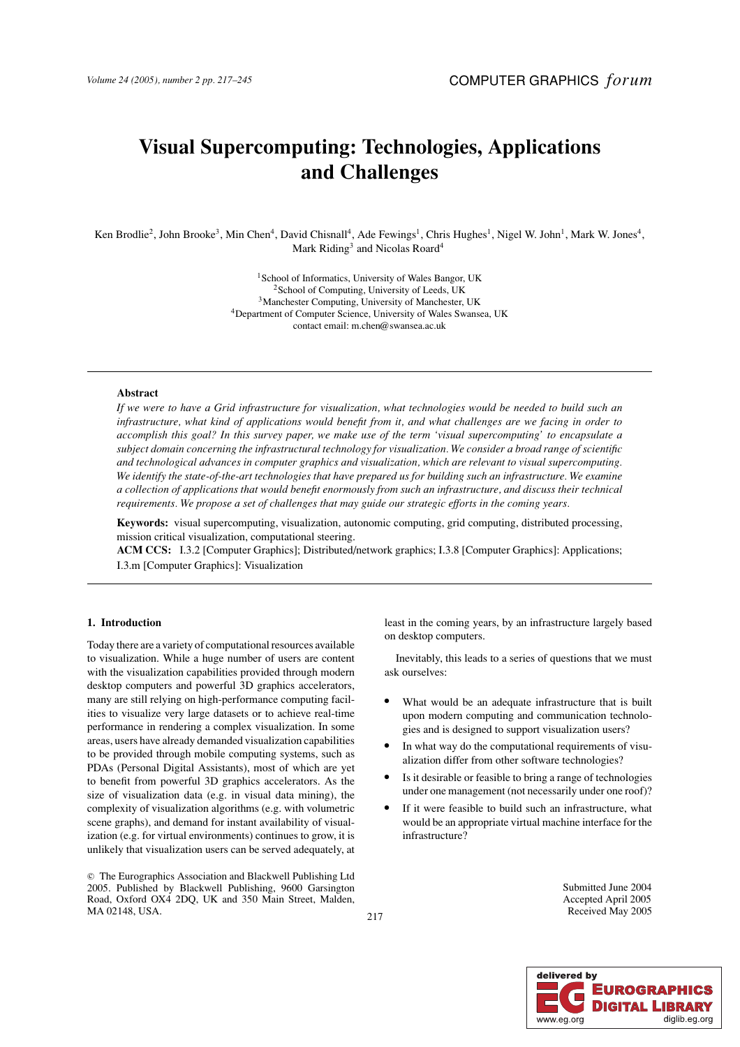# Visual Supercomputing: Technologies, Applications and Challenges

Ken Brodlie[2], John Brooke[3], Min Chen[4], David Chisnall[4], Ade Fewings[1], Chris Hughes[1], Nigel W. John[1], Mark W. Jones[4], Mark Riding[3] and Nicolas Roard[4]

[1]School of Informatics, University of Wales Bangor, UK
[2]School of Computing, University of Leeds, UK
[3]Manchester Computing, University of Manchester, UK
[4]Department of Computer Science, University of Wales Swansea, UK
contact email: m.chen@swansea.ac.uk

### Abstract

*If we were to have a Grid infrastructure for visualization, what technologies would be needed to build such an infrastructure, what kind of applications would benefit from it, and what challenges are we facing in order to accomplish this goal? In this survey paper, we make use of the term 'visual supercomputing' to encapsulate a subject domain concerning the infrastructural technology for visualization. We consider a broad range of scientific and technological advances in computer graphics and visualization, which are relevant to visual supercomputing. We identify the state-of-the-art technologies that have prepared us for building such an infrastructure. We examine a collection of applications that would benefit enormously from such an infrastructure, and discuss their technical requirements. We propose a set of challenges that may guide our strategic efforts in the coming years.*

**Keywords:** visual supercomputing, visualization, autonomic computing, grid computing, distributed processing, mission critical visualization, computational steering.

**ACM CCS:** I.3.2 [Computer Graphics]; Distributed/network graphics; I.3.8 [Computer Graphics]: Applications; I.3.m [Computer Graphics]: Visualization

## 1. Introduction

Today there are a variety of computational resources available to visualization. While a huge number of users are content with the visualization capabilities provided through modern desktop computers and powerful 3D graphics accelerators, many are still relying on high-performance computing facilities to visualize very large datasets or to achieve real-time performance in rendering a complex visualization. In some areas, users have already demanded visualization capabilities to be provided through mobile computing systems, such as PDAs (Personal Digital Assistants), most of which are yet to benefit from powerful 3D graphics accelerators. As the size of visualization data (e.g. in visual data mining), the complexity of visualization algorithms (e.g. with volumetric scene graphs), and demand for instant availability of visualization (e.g. for virtual environments) continues to grow, it is unlikely that visualization users can be served adequately, at least in the coming years, by an infrastructure largely based on desktop computers.

Inevitably, this leads to a series of questions that we must ask ourselves:

- What would be an adequate infrastructure that is built upon modern computing and communication technologies and is designed to support visualization users?
- In what way do the computational requirements of visualization differ from other software technologies?
- Is it desirable or feasible to bring a range of technologies under one management (not necessarily under one roof)?
- If it were feasible to build such an infrastructure, what would be an appropriate virtual machine interface for the infrastructure?

© The Eurographics Association and Blackwell Publishing Ltd 2005. Published by Blackwell Publishing, 9600 Garsington Road, Oxford OX4 2DQ, UK and 350 Main Street, Malden, MA 02148, USA.

Submitted June 2004
Accepted April 2005
Received May 2005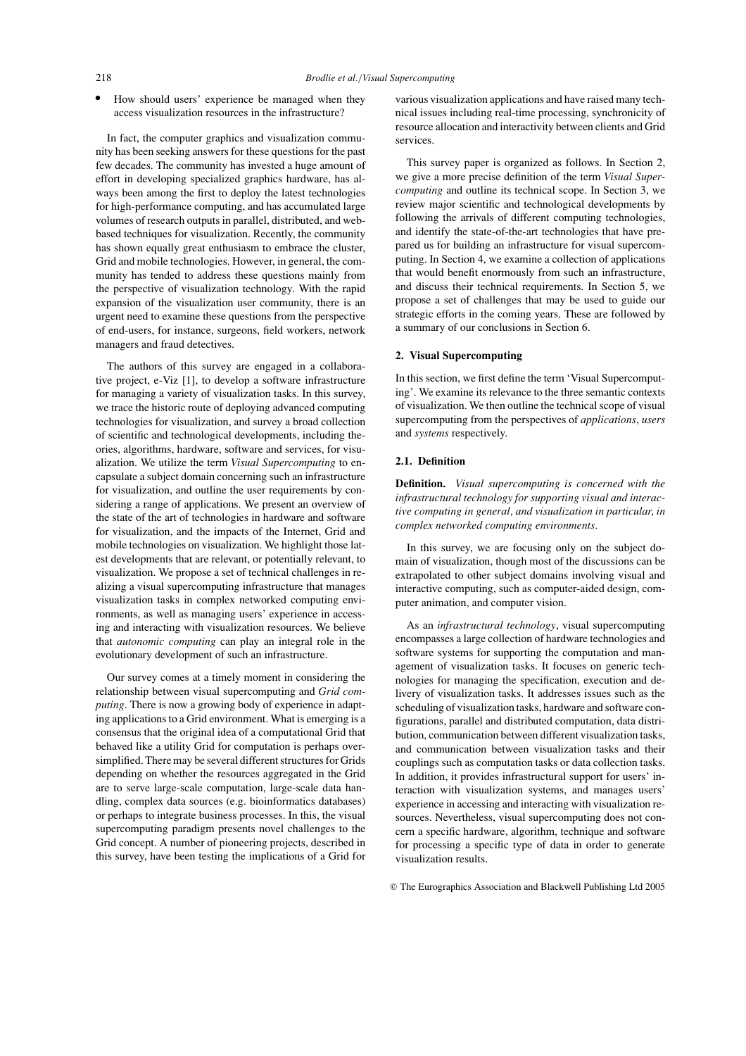- How should users' experience be managed when they access visualization resources in the infrastructure?

In fact, the computer graphics and visualization community has been seeking answers for these questions for the past few decades. The community has invested a huge amount of effort in developing specialized graphics hardware, has always been among the first to deploy the latest technologies for high-performance computing, and has accumulated large volumes of research outputs in parallel, distributed, and web-based techniques for visualization. Recently, the community has shown equally great enthusiasm to embrace the cluster, Grid and mobile technologies. However, in general, the community has tended to address these questions mainly from the perspective of visualization technology. With the rapid expansion of the visualization user community, there is an urgent need to examine these questions from the perspective of end-users, for instance, surgeons, field workers, network managers and fraud detectives.

The authors of this survey are engaged in a collaborative project, e-Viz [1], to develop a software infrastructure for managing a variety of visualization tasks. In this survey, we trace the historic route of deploying advanced computing technologies for visualization, and survey a broad collection of scientific and technological developments, including theories, algorithms, hardware, software and services, for visualization. We utilize the term *Visual Supercomputing* to encapsulate a subject domain concerning such an infrastructure for visualization, and outline the user requirements by considering a range of applications. We present an overview of the state of the art of technologies in hardware and software for visualization, and the impacts of the Internet, Grid and mobile technologies on visualization. We highlight those latest developments that are relevant, or potentially relevant, to visualization. We propose a set of technical challenges in realizing a visual supercomputing infrastructure that manages visualization tasks in complex networked computing environments, as well as managing users' experience in accessing and interacting with visualization resources. We believe that *autonomic computing* can play an integral role in the evolutionary development of such an infrastructure.

Our survey comes at a timely moment in considering the relationship between visual supercomputing and *Grid computing*. There is now a growing body of experience in adapting applications to a Grid environment. What is emerging is a consensus that the original idea of a computational Grid that behaved like a utility Grid for computation is perhaps oversimplified. There may be several different structures for Grids depending on whether the resources aggregated in the Grid are to serve large-scale computation, large-scale data handling, complex data sources (e.g. bioinformatics databases) or perhaps to integrate business processes. In this, the visual supercomputing paradigm presents novel challenges to the Grid concept. A number of pioneering projects, described in this survey, have been testing the implications of a Grid for various visualization applications and have raised many technical issues including real-time processing, synchronicity of resource allocation and interactivity between clients and Grid services.

This survey paper is organized as follows. In Section 2, we give a more precise definition of the term *Visual Supercomputing* and outline its technical scope. In Section 3, we review major scientific and technological developments by following the arrivals of different computing technologies, and identify the state-of-the-art technologies that have prepared us for building an infrastructure for visual supercomputing. In Section 4, we examine a collection of applications that would benefit enormously from such an infrastructure, and discuss their technical requirements. In Section 5, we propose a set of challenges that may be used to guide our strategic efforts in the coming years. These are followed by a summary of our conclusions in Section 6.

## 2. Visual Supercomputing

In this section, we first define the term 'Visual Supercomputing'. We examine its relevance to the three semantic contexts of visualization. We then outline the technical scope of visual supercomputing from the perspectives of *applications*, *users* and *systems* respectively.

### 2.1. Definition

**Definition.** *Visual supercomputing is concerned with the infrastructural technology for supporting visual and interactive computing in general, and visualization in particular, in complex networked computing environments.*

In this survey, we are focusing only on the subject domain of visualization, though most of the discussions can be extrapolated to other subject domains involving visual and interactive computing, such as computer-aided design, computer animation, and computer vision.

As an *infrastructural technology*, visual supercomputing encompasses a large collection of hardware technologies and software systems for supporting the computation and management of visualization tasks. It focuses on generic technologies for managing the specification, execution and delivery of visualization tasks. It addresses issues such as the scheduling of visualization tasks, hardware and software configurations, parallel and distributed computation, data distribution, communication between different visualization tasks, and communication between visualization tasks and their couplings such as computation tasks or data collection tasks. In addition, it provides infrastructural support for users' interaction with visualization systems, and manages users' experience in accessing and interacting with visualization resources. Nevertheless, visual supercomputing does not concern a specific hardware, algorithm, technique and software for processing a specific type of data in order to generate visualization results.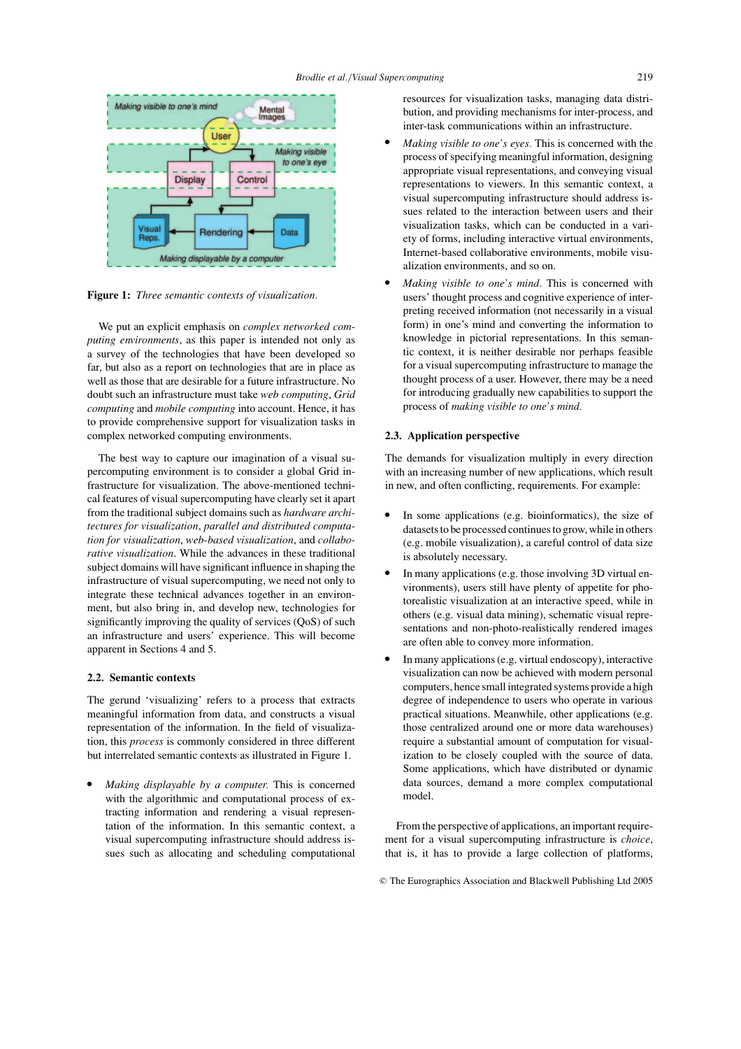**Figure 1:** *Three semantic contexts of visualization.*

We put an explicit emphasis on *complex networked computing environments*, as this paper is intended not only as a survey of the technologies that have been developed so far, but also as a report on technologies that are in place as well as those that are desirable for a future infrastructure. No doubt such an infrastructure must take *web computing*, *Grid computing* and *mobile computing* into account. Hence, it has to provide comprehensive support for visualization tasks in complex networked computing environments.

The best way to capture our imagination of a visual supercomputing environment is to consider a global Grid infrastructure for visualization. The above-mentioned technical features of visual supercomputing have clearly set it apart from the traditional subject domains such as *hardware architectures for visualization*, *parallel and distributed computation for visualization*, *web-based visualization*, and *collaborative visualization*. While the advances in these traditional subject domains will have significant influence in shaping the infrastructure of visual supercomputing, we need not only to integrate these technical advances together in an environment, but also bring in, and develop new, technologies for significantly improving the quality of services (QoS) of such an infrastructure and users' experience. This will become apparent in Sections 4 and 5.

### 2.2. Semantic contexts

The gerund 'visualizing' refers to a process that extracts meaningful information from data, and constructs a visual representation of the information. In the field of visualization, this *process* is commonly considered in three different but interrelated semantic contexts as illustrated in Figure 1.

- *Making displayable by a computer.* This is concerned with the algorithmic and computational process of extracting information and rendering a visual representation of the information. In this semantic context, a visual supercomputing infrastructure should address issues such as allocating and scheduling computational resources for visualization tasks, managing data distribution, and providing mechanisms for inter-process, and inter-task communications within an infrastructure.
- *Making visible to one's eyes.* This is concerned with the process of specifying meaningful information, designing appropriate visual representations, and conveying visual representations to viewers. In this semantic context, a visual supercomputing infrastructure should address issues related to the interaction between users and their visualization tasks, which can be conducted in a variety of forms, including interactive virtual environments, Internet-based collaborative environments, mobile visualization environments, and so on.
- *Making visible to one's mind.* This is concerned with users' thought process and cognitive experience of interpreting received information (not necessarily in a visual form) in one's mind and converting the information to knowledge in pictorial representations. In this semantic context, it is neither desirable nor perhaps feasible for a visual supercomputing infrastructure to manage the thought process of a user. However, there may be a need for introducing gradually new capabilities to support the process of *making visible to one's mind.*

### 2.3. Application perspective

The demands for visualization multiply in every direction with an increasing number of new applications, which result in new, and often conflicting, requirements. For example:

- In some applications (e.g. bioinformatics), the size of datasets to be processed continues to grow, while in others (e.g. mobile visualization), a careful control of data size is absolutely necessary.
- In many applications (e.g. those involving 3D virtual environments), users still have plenty of appetite for photorealistic visualization at an interactive speed, while in others (e.g. visual data mining), schematic visual representations and non-photo-realistically rendered images are often able to convey more information.
- In many applications (e.g. virtual endoscopy), interactive visualization can now be achieved with modern personal computers, hence small integrated systems provide a high degree of independence to users who operate in various practical situations. Meanwhile, other applications (e.g. those centralized around one or more data warehouses) require a substantial amount of computation for visualization to be closely coupled with the source of data. Some applications, which have distributed or dynamic data sources, demand a more complex computational model.

From the perspective of applications, an important requirement for a visual supercomputing infrastructure is *choice*, that is, it has to provide a large collection of platforms,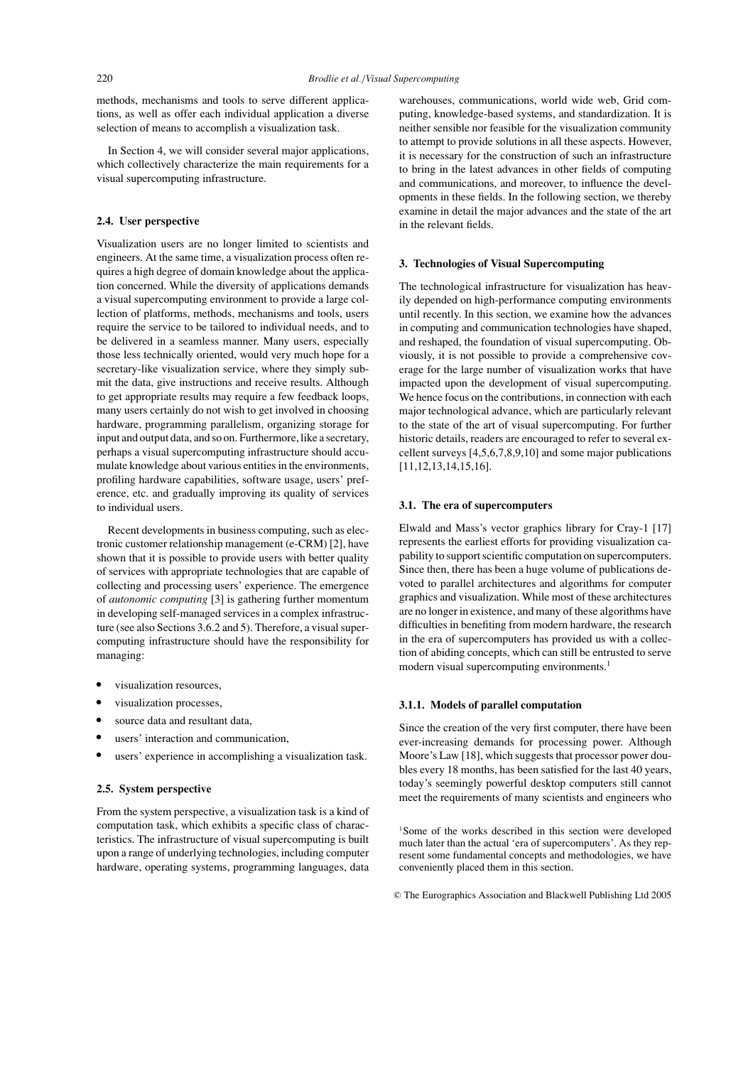methods, mechanisms and tools to serve different applications, as well as offer each individual application a diverse selection of means to accomplish a visualization task.

In Section 4, we will consider several major applications, which collectively characterize the main requirements for a visual supercomputing infrastructure.

### 2.4. User perspective

Visualization users are no longer limited to scientists and engineers. At the same time, a visualization process often requires a high degree of domain knowledge about the application concerned. While the diversity of applications demands a visual supercomputing environment to provide a large collection of platforms, methods, mechanisms and tools, users require the service to be tailored to individual needs, and to be delivered in a seamless manner. Many users, especially those less technically oriented, would very much hope for a secretary-like visualization service, where they simply submit the data, give instructions and receive results. Although to get appropriate results may require a few feedback loops, many users certainly do not wish to get involved in choosing hardware, programming parallelism, organizing storage for input and output data, and so on. Furthermore, like a secretary, perhaps a visual supercomputing infrastructure should accumulate knowledge about various entities in the environments, profiling hardware capabilities, software usage, users' preference, etc. and gradually improving its quality of services to individual users.

Recent developments in business computing, such as electronic customer relationship management (e-CRM) [2], have shown that it is possible to provide users with better quality of services with appropriate technologies that are capable of collecting and processing users' experience. The emergence of *autonomic computing* [3] is gathering further momentum in developing self-managed services in a complex infrastructure (see also Sections 3.6.2 and 5). Therefore, a visual supercomputing infrastructure should have the responsibility for managing:

- visualization resources,
- visualization processes,
- source data and resultant data,
- users' interaction and communication,
- users' experience in accomplishing a visualization task.

### 2.5. System perspective

From the system perspective, a visualization task is a kind of computation task, which exhibits a specific class of characteristics. The infrastructure of visual supercomputing is built upon a range of underlying technologies, including computer hardware, operating systems, programming languages, data warehouses, communications, world wide web, Grid computing, knowledge-based systems, and standardization. It is neither sensible nor feasible for the visualization community to attempt to provide solutions in all these aspects. However, it is necessary for the construction of such an infrastructure to bring in the latest advances in other fields of computing and communications, and moreover, to influence the developments in these fields. In the following section, we thereby examine in detail the major advances and the state of the art in the relevant fields.

## 3. Technologies of Visual Supercomputing

The technological infrastructure for visualization has heavily depended on high-performance computing environments until recently. In this section, we examine how the advances in computing and communication technologies have shaped, and reshaped, the foundation of visual supercomputing. Obviously, it is not possible to provide a comprehensive coverage for the large number of visualization works that have impacted upon the development of visual supercomputing. We hence focus on the contributions, in connection with each major technological advance, which are particularly relevant to the state of the art of visual supercomputing. For further historic details, readers are encouraged to refer to several excellent surveys [4,5,6,7,8,9,10] and some major publications [11,12,13,14,15,16].

### 3.1. The era of supercomputers

Elwald and Mass's vector graphics library for Cray-1 [17] represents the earliest efforts for providing visualization capability to support scientific computation on supercomputers. Since then, there has been a huge volume of publications devoted to parallel architectures and algorithms for computer graphics and visualization. While most of these architectures are no longer in existence, and many of these algorithms have difficulties in benefiting from modern hardware, the research in the era of supercomputers has provided us with a collection of abiding concepts, which can still be entrusted to serve modern visual supercomputing environments.[1]

#### 3.1.1. Models of parallel computation

Since the creation of the very first computer, there have been ever-increasing demands for processing power. Although Moore's Law [18], which suggests that processor power doubles every 18 months, has been satisfied for the last 40 years, today's seemingly powerful desktop computers still cannot meet the requirements of many scientists and engineers who

[1] Some of the works described in this section were developed much later than the actual 'era of supercomputers'. As they represent some fundamental concepts and methodologies, we have conveniently placed them in this section.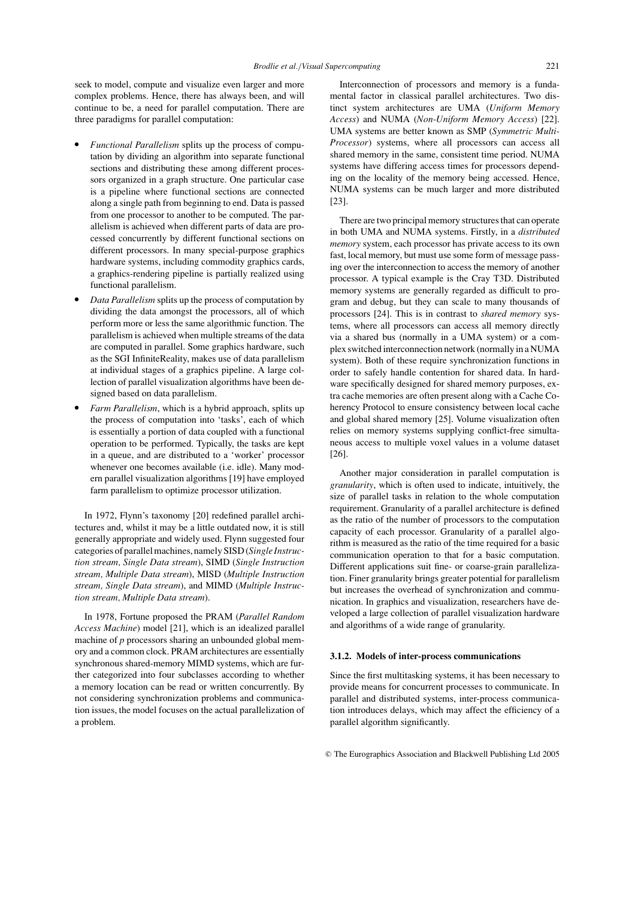seek to model, compute and visualize even larger and more complex problems. Hence, there has always been, and will continue to be, a need for parallel computation. There are three paradigms for parallel computation:

- *Functional Parallelism* splits up the process of computation by dividing an algorithm into separate functional sections and distributing these among different processors organized in a graph structure. One particular case is a pipeline where functional sections are connected along a single path from beginning to end. Data is passed from one processor to another to be computed. The parallelism is achieved when different parts of data are processed concurrently by different functional sections on different processors. In many special-purpose graphics hardware systems, including commodity graphics cards, a graphics-rendering pipeline is partially realized using functional parallelism.
- *Data Parallelism* splits up the process of computation by dividing the data amongst the processors, all of which perform more or less the same algorithmic function. The parallelism is achieved when multiple streams of the data are computed in parallel. Some graphics hardware, such as the SGI InfiniteReality, makes use of data parallelism at individual stages of a graphics pipeline. A large collection of parallel visualization algorithms have been designed based on data parallelism.
- *Farm Parallelism*, which is a hybrid approach, splits up the process of computation into 'tasks', each of which is essentially a portion of data coupled with a functional operation to be performed. Typically, the tasks are kept in a queue, and are distributed to a 'worker' processor whenever one becomes available (i.e. idle). Many modern parallel visualization algorithms [19] have employed farm parallelism to optimize processor utilization.

In 1972, Flynn's taxonomy [20] redefined parallel architectures and, whilst it may be a little outdated now, it is still generally appropriate and widely used. Flynn suggested four categories of parallel machines, namely SISD (*Single Instruction stream, Single Data stream*), SIMD (*Single Instruction stream, Multiple Data stream*), MISD (*Multiple Instruction stream, Single Data stream*), and MIMD (*Multiple Instruction stream, Multiple Data stream*).

In 1978, Fortune proposed the PRAM (*Parallel Random Access Machine*) model [21], which is an idealized parallel machine of $p$ processors sharing an unbounded global memory and a common clock. PRAM architectures are essentially synchronous shared-memory MIMD systems, which are further categorized into four subclasses according to whether a memory location can be read or written concurrently. By not considering synchronization problems and communication issues, the model focuses on the actual parallelization of a problem.

Interconnection of processors and memory is a fundamental factor in classical parallel architectures. Two distinct system architectures are UMA (*Uniform Memory Access*) and NUMA (*Non-Uniform Memory Access*) [22]. UMA systems are better known as SMP (*Symmetric Multi-Processor*) systems, where all processors can access all shared memory in the same, consistent time period. NUMA systems have differing access times for processors depending on the locality of the memory being accessed. Hence, NUMA systems can be much larger and more distributed [23].

There are two principal memory structures that can operate in both UMA and NUMA systems. Firstly, in a *distributed memory* system, each processor has private access to its own fast, local memory, but must use some form of message passing over the interconnection to access the memory of another processor. A typical example is the Cray T3D. Distributed memory systems are generally regarded as difficult to program and debug, but they can scale to many thousands of processors [24]. This is in contrast to *shared memory* systems, where all processors can access all memory directly via a shared bus (normally in a UMA system) or a complex switched interconnection network (normally in a NUMA system). Both of these require synchronization functions in order to safely handle contention for shared data. In hardware specifically designed for shared memory purposes, extra cache memories are often present along with a Cache Coherency Protocol to ensure consistency between local cache and global shared memory [25]. Volume visualization often relies on memory systems supplying conflict-free simultaneous access to multiple voxel values in a volume dataset [26].

Another major consideration in parallel computation is *granularity*, which is often used to indicate, intuitively, the size of parallel tasks in relation to the whole computation requirement. Granularity of a parallel architecture is defined as the ratio of the number of processors to the computation capacity of each processor. Granularity of a parallel algorithm is measured as the ratio of the time required for a basic communication operation to that for a basic computation. Different applications suit fine- or coarse-grain parallelization. Finer granularity brings greater potential for parallelism but increases the overhead of synchronization and communication. In graphics and visualization, researchers have developed a large collection of parallel visualization hardware and algorithms of a wide range of granularity.

#### 3.1.2. Models of inter-process communications

Since the first multitasking systems, it has been necessary to provide means for concurrent processes to communicate. In parallel and distributed systems, inter-process communication introduces delays, which may affect the efficiency of a parallel algorithm significantly.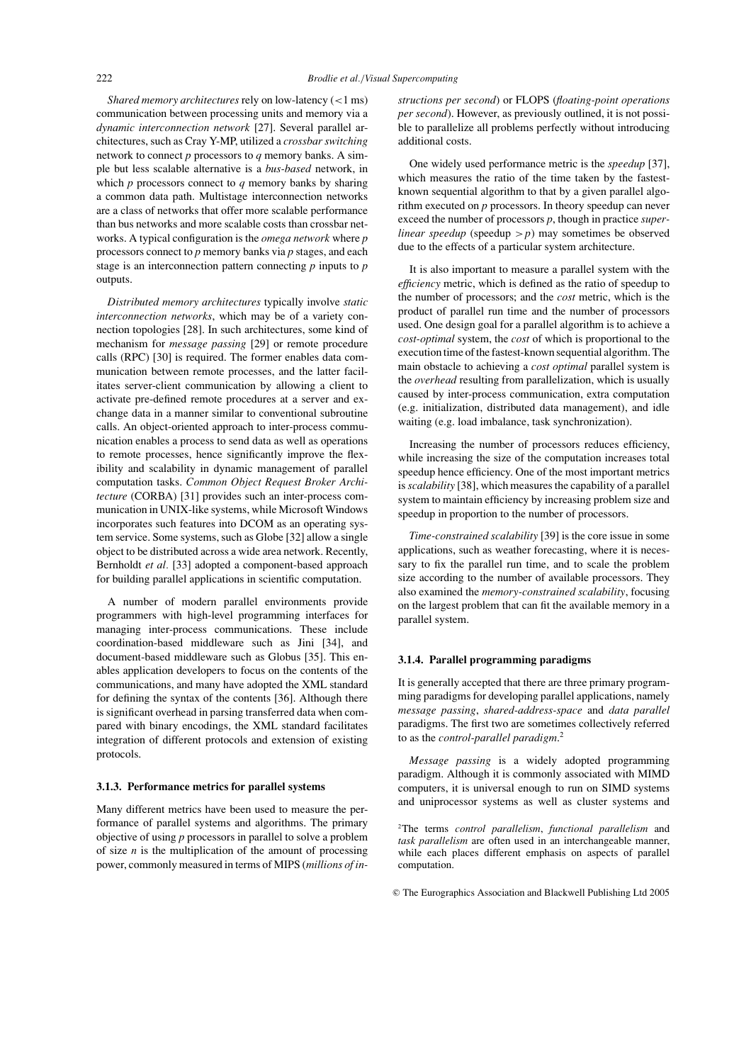*Shared memory architectures* rely on low-latency (<1 ms) communication between processing units and memory via a *dynamic interconnection network* [27]. Several parallel architectures, such as Cray Y-MP, utilized a *crossbar switching* network to connect $p$ processors to $q$ memory banks. A simple but less scalable alternative is a *bus-based* network, in which $p$ processors connect to $q$ memory banks by sharing a common data path. Multistage interconnection networks are a class of networks that offer more scalable performance than bus networks and more scalable costs than crossbar networks. A typical configuration is the *omega network* where $p$ processors connect to $p$ memory banks via $p$ stages, and each stage is an interconnection pattern connecting $p$ inputs to $p$ outputs.

*Distributed memory architectures* typically involve *static interconnection networks*, which may be of a variety connection topologies [28]. In such architectures, some kind of mechanism for *message passing* [29] or remote procedure calls (RPC) [30] is required. The former enables data communication between remote processes, and the latter facilitates server-client communication by allowing a client to activate pre-defined remote procedures at a server and exchange data in a manner similar to conventional subroutine calls. An object-oriented approach to inter-process communication enables a process to send data as well as operations to remote processes, hence significantly improve the flexibility and scalability in dynamic management of parallel computation tasks. *Common Object Request Broker Architecture* (CORBA) [31] provides such an inter-process communication in UNIX-like systems, while Microsoft Windows incorporates such features into DCOM as an operating system service. Some systems, such as Globe [32] allow a single object to be distributed across a wide area network. Recently, Bernholdt *et al*. [33] adopted a component-based approach for building parallel applications in scientific computation.

A number of modern parallel environments provide programmers with high-level programming interfaces for managing inter-process communications. These include coordination-based middleware such as Jini [34], and document-based middleware such as Globus [35]. This enables application developers to focus on the contents of the communications, and many have adopted the XML standard for defining the syntax of the contents [36]. Although there is significant overhead in parsing transferred data when compared with binary encodings, the XML standard facilitates integration of different protocols and extension of existing protocols.

### 3.1.3. Performance metrics for parallel systems

Many different metrics have been used to measure the performance of parallel systems and algorithms. The primary objective of using $p$ processors in parallel to solve a problem of size $n$ is the multiplication of the amount of processing power, commonly measured in terms of MIPS (*millions of instructions per second*) or FLOPS (*floating-point operations per second*). However, as previously outlined, it is not possible to parallelize all problems perfectly without introducing additional costs.

One widely used performance metric is the *speedup* [37], which measures the ratio of the time taken by the fastest-known sequential algorithm to that by a given parallel algorithm executed on $p$ processors. In theory speedup can never exceed the number of processors $p$, though in practice *super-linear speedup* (speedup $> p$) may sometimes be observed due to the effects of a particular system architecture.

It is also important to measure a parallel system with the *efficiency* metric, which is defined as the ratio of speedup to the number of processors; and the *cost* metric, which is the product of parallel run time and the number of processors used. One design goal for a parallel algorithm is to achieve a *cost-optimal* system, the *cost* of which is proportional to the execution time of the fastest-known sequential algorithm. The main obstacle to achieving a *cost optimal* parallel system is the *overhead* resulting from parallelization, which is usually caused by inter-process communication, extra computation (e.g. initialization, distributed data management), and idle waiting (e.g. load imbalance, task synchronization).

Increasing the number of processors reduces efficiency, while increasing the size of the computation increases total speedup hence efficiency. One of the most important metrics is *scalability* [38], which measures the capability of a parallel system to maintain efficiency by increasing problem size and speedup in proportion to the number of processors.

*Time-constrained scalability* [39] is the core issue in some applications, such as weather forecasting, where it is necessary to fix the parallel run time, and to scale the problem size according to the number of available processors. They also examined the *memory-constrained scalability*, focusing on the largest problem that can fit the available memory in a parallel system.

### 3.1.4. Parallel programming paradigms

It is generally accepted that there are three primary programming paradigms for developing parallel applications, namely *message passing*, *shared-address-space* and *data parallel* paradigms. The first two are sometimes collectively referred to as the *control-parallel paradigm*.[2]

*Message passing* is a widely adopted programming paradigm. Although it is commonly associated with MIMD computers, it is universal enough to run on SIMD systems and uniprocessor systems as well as cluster systems and

[2] The terms *control parallelism*, *functional parallelism* and *task parallelism* are often used in an interchangeable manner, while each places different emphasis on aspects of parallel computation.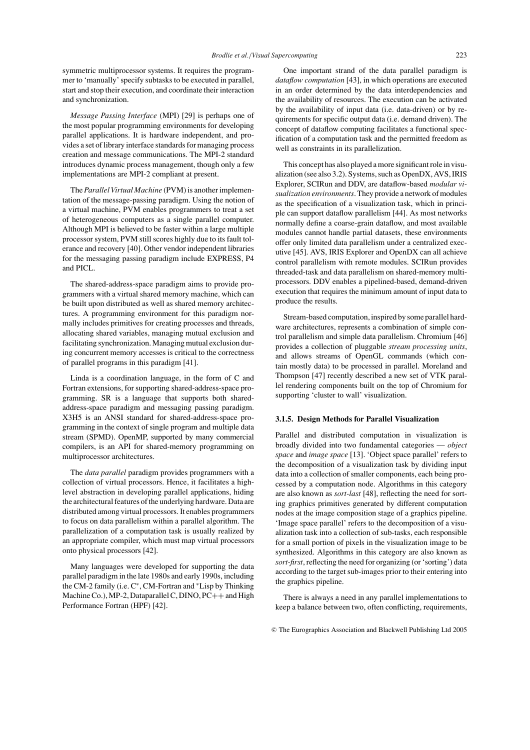symmetric multiprocessor systems. It requires the programmer to 'manually' specify subtasks to be executed in parallel, start and stop their execution, and coordinate their interaction and synchronization.

*Message Passing Interface* (MPI) [29] is perhaps one of the most popular programming environments for developing parallel applications. It is hardware independent, and provides a set of library interface standards for managing process creation and message communications. The MPI-2 standard introduces dynamic process management, though only a few implementations are MPI-2 compliant at present.

The *Parallel Virtual Machine* (PVM) is another implementation of the message-passing paradigm. Using the notion of a virtual machine, PVM enables programmers to treat a set of heterogeneous computers as a single parallel computer. Although MPI is believed to be faster within a large multiple processor system, PVM still scores highly due to its fault tolerance and recovery [40]. Other vendor independent libraries for the messaging passing paradigm include EXPRESS, P4 and PICL.

The shared-address-space paradigm aims to provide programmers with a virtual shared memory machine, which can be built upon distributed as well as shared memory architectures. A programming environment for this paradigm normally includes primitives for creating processes and threads, allocating shared variables, managing mutual exclusion and facilitating synchronization. Managing mutual exclusion during concurrent memory accesses is critical to the correctness of parallel programs in this paradigm [41].

Linda is a coordination language, in the form of C and Fortran extensions, for supporting shared-address-space programming. SR is a language that supports both shared-address-space paradigm and messaging passing paradigm. X3H5 is an ANSI standard for shared-address-space programming in the context of single program and multiple data stream (SPMD). OpenMP, supported by many commercial compilers, is an API for shared-memory programming on multiprocessor architectures.

The *data parallel* paradigm provides programmers with a collection of virtual processors. Hence, it facilitates a high-level abstraction in developing parallel applications, hiding the architectural features of the underlying hardware. Data are distributed among virtual processors. It enables programmers to focus on data parallelism within a parallel algorithm. The parallelization of a computation task is usually realized by an appropriate compiler, which must map virtual processors onto physical processors [42].

Many languages were developed for supporting the data parallel paradigm in the late 1980s and early 1990s, including the CM-2 family (i.e. C*, CM-Fortran and *Lisp by Thinking Machine Co.), MP-2, Dataparallel C, DINO, PC++ and High Performance Fortran (HPF) [42].

One important strand of the data parallel paradigm is *dataflow computation* [43], in which operations are executed in an order determined by the data interdependencies and the availability of resources. The execution can be activated by the availability of input data (i.e. data-driven) or by requirements for specific output data (i.e. demand driven). The concept of dataflow computing facilitates a functional specification of a computation task and the permitted freedom as well as constraints in its parallelization.

This concept has also played a more significant role in visualization (see also 3.2). Systems, such as OpenDX, AVS, IRIS Explorer, SCIRun and DDV, are dataflow-based *modular visualization environments*. They provide a network of modules as the specification of a visualization task, which in principle can support dataflow parallelism [44]. As most networks normally define a coarse-grain dataflow, and most available modules cannot handle partial datasets, these environments offer only limited data parallelism under a centralized executive [45]. AVS, IRIS Explorer and OpenDX can all achieve control parallelism with remote modules. SCIRun provides threaded-task and data parallelism on shared-memory multiprocessors. DDV enables a pipelined-based, demand-driven execution that requires the minimum amount of input data to produce the results.

Stream-based computation, inspired by some parallel hardware architectures, represents a combination of simple control parallelism and simple data parallelism. Chromium [46] provides a collection of pluggable *stream processing units*, and allows streams of OpenGL commands (which contain mostly data) to be processed in parallel. Moreland and Thompson [47] recently described a new set of VTK parallel rendering components built on the top of Chromium for supporting 'cluster to wall' visualization.

### 3.1.5. Design Methods for Parallel Visualization

Parallel and distributed computation in visualization is broadly divided into two fundamental categories — *object space* and *image space* [13]. 'Object space parallel' refers to the decomposition of a visualization task by dividing input data into a collection of smaller components, each being processed by a computation node. Algorithms in this category are also known as *sort-last* [48], reflecting the need for sorting graphics primitives generated by different computation nodes at the image composition stage of a graphics pipeline. 'Image space parallel' refers to the decomposition of a visualization task into a collection of sub-tasks, each responsible for a small portion of pixels in the visualization image to be synthesized. Algorithms in this category are also known as *sort-first*, reflecting the need for organizing (or 'sorting') data according to the target sub-images prior to their entering into the graphics pipeline.

There is always a need in any parallel implementations to keep a balance between two, often conflicting, requirements,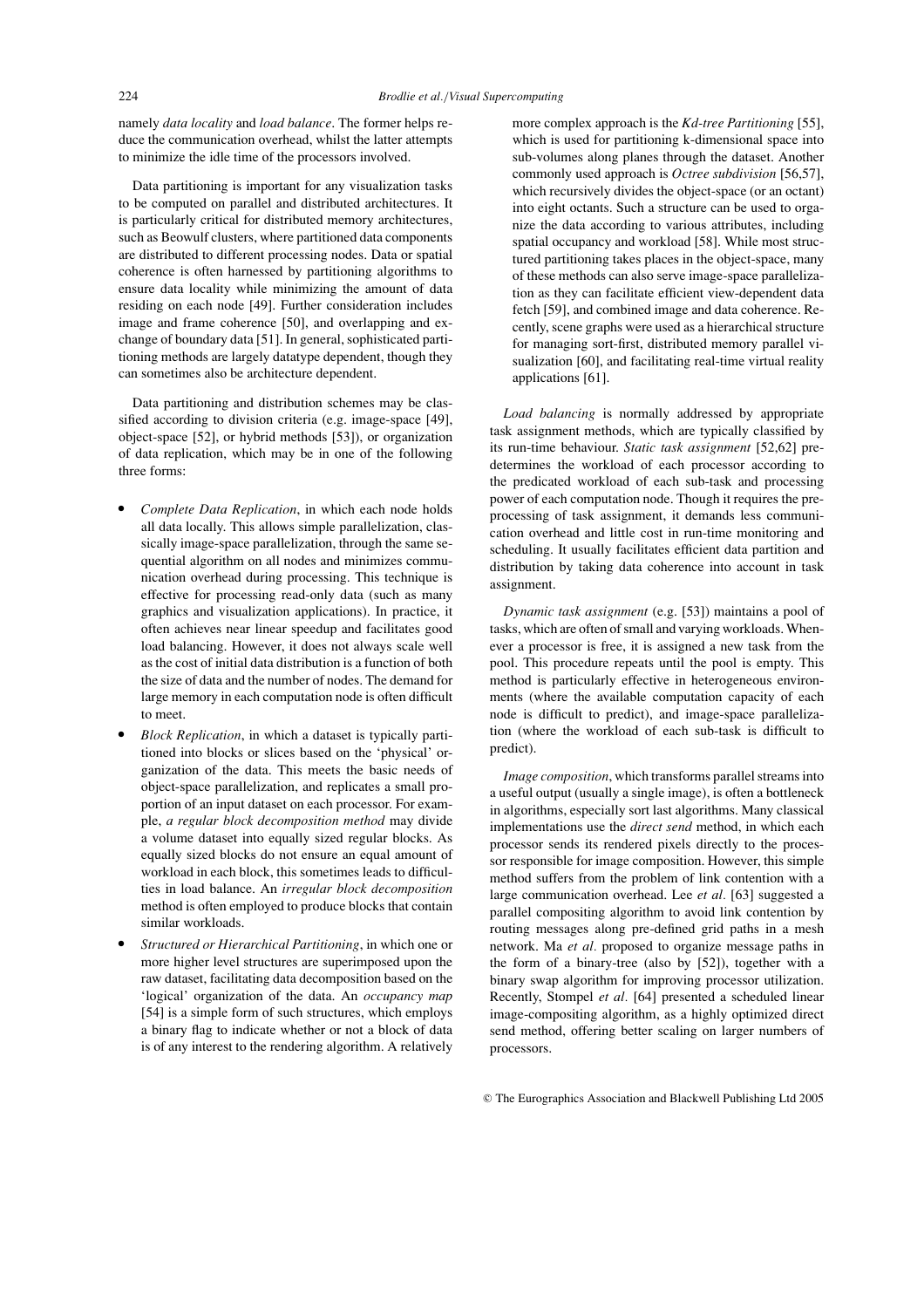namely *data locality* and *load balance*. The former helps reduce the communication overhead, whilst the latter attempts to minimize the idle time of the processors involved.

Data partitioning is important for any visualization tasks to be computed on parallel and distributed architectures. It is particularly critical for distributed memory architectures, such as Beowulf clusters, where partitioned data components are distributed to different processing nodes. Data or spatial coherence is often harnessed by partitioning algorithms to ensure data locality while minimizing the amount of data residing on each node [49]. Further consideration includes image and frame coherence [50], and overlapping and exchange of boundary data [51]. In general, sophisticated partitioning methods are largely datatype dependent, though they can sometimes also be architecture dependent.

Data partitioning and distribution schemes may be classified according to division criteria (e.g. image-space [49], object-space [52], or hybrid methods [53]), or organization of data replication, which may be in one of the following three forms:

- *Complete Data Replication*, in which each node holds all data locally. This allows simple parallelization, classically image-space parallelization, through the same sequential algorithm on all nodes and minimizes communication overhead during processing. This technique is effective for processing read-only data (such as many graphics and visualization applications). In practice, it often achieves near linear speedup and facilitates good load balancing. However, it does not always scale well as the cost of initial data distribution is a function of both the size of data and the number of nodes. The demand for large memory in each computation node is often difficult to meet.
- *Block Replication*, in which a dataset is typically partitioned into blocks or slices based on the 'physical' organization of the data. This meets the basic needs of object-space parallelization, and replicates a small proportion of an input dataset on each processor. For example, *a regular block decomposition method* may divide a volume dataset into equally sized regular blocks. As equally sized blocks do not ensure an equal amount of workload in each block, this sometimes leads to difficulties in load balance. An *irregular block decomposition* method is often employed to produce blocks that contain similar workloads.
- *Structured or Hierarchical Partitioning*, in which one or more higher level structures are superimposed upon the raw dataset, facilitating data decomposition based on the 'logical' organization of the data. An *occupancy map* [54] is a simple form of such structures, which employs a binary flag to indicate whether or not a block of data is of any interest to the rendering algorithm. A relatively more complex approach is the *Kd-tree Partitioning* [55], which is used for partitioning k-dimensional space into sub-volumes along planes through the dataset. Another commonly used approach is *Octree subdivision* [56,57], which recursively divides the object-space (or an octant) into eight octants. Such a structure can be used to organize the data according to various attributes, including spatial occupancy and workload [58]. While most structured partitioning takes places in the object-space, many of these methods can also serve image-space parallelization as they can facilitate efficient view-dependent data fetch [59], and combined image and data coherence. Recently, scene graphs were used as a hierarchical structure for managing sort-first, distributed memory parallel visualization [60], and facilitating real-time virtual reality applications [61].

*Load balancing* is normally addressed by appropriate task assignment methods, which are typically classified by its run-time behaviour. *Static task assignment* [52,62] predetermines the workload of each processor according to the predicated workload of each sub-task and processing power of each computation node. Though it requires the preprocessing of task assignment, it demands less communication overhead and little cost in run-time monitoring and scheduling. It usually facilitates efficient data partition and distribution by taking data coherence into account in task assignment.

*Dynamic task assignment* (e.g. [53]) maintains a pool of tasks, which are often of small and varying workloads. Whenever a processor is free, it is assigned a new task from the pool. This procedure repeats until the pool is empty. This method is particularly effective in heterogeneous environments (where the available computation capacity of each node is difficult to predict), and image-space parallelization (where the workload of each sub-task is difficult to predict).

*Image composition*, which transforms parallel streams into a useful output (usually a single image), is often a bottleneck in algorithms, especially sort last algorithms. Many classical implementations use the *direct send* method, in which each processor sends its rendered pixels directly to the processor responsible for image composition. However, this simple method suffers from the problem of link contention with a large communication overhead. Lee *et al*. [63] suggested a parallel compositing algorithm to avoid link contention by routing messages along pre-defined grid paths in a mesh network. Ma *et al*. proposed to organize message paths in the form of a binary-tree (also by [52]), together with a binary swap algorithm for improving processor utilization. Recently, Stompel *et al*. [64] presented a scheduled linear image-compositing algorithm, as a highly optimized direct send method, offering better scaling on larger numbers of processors.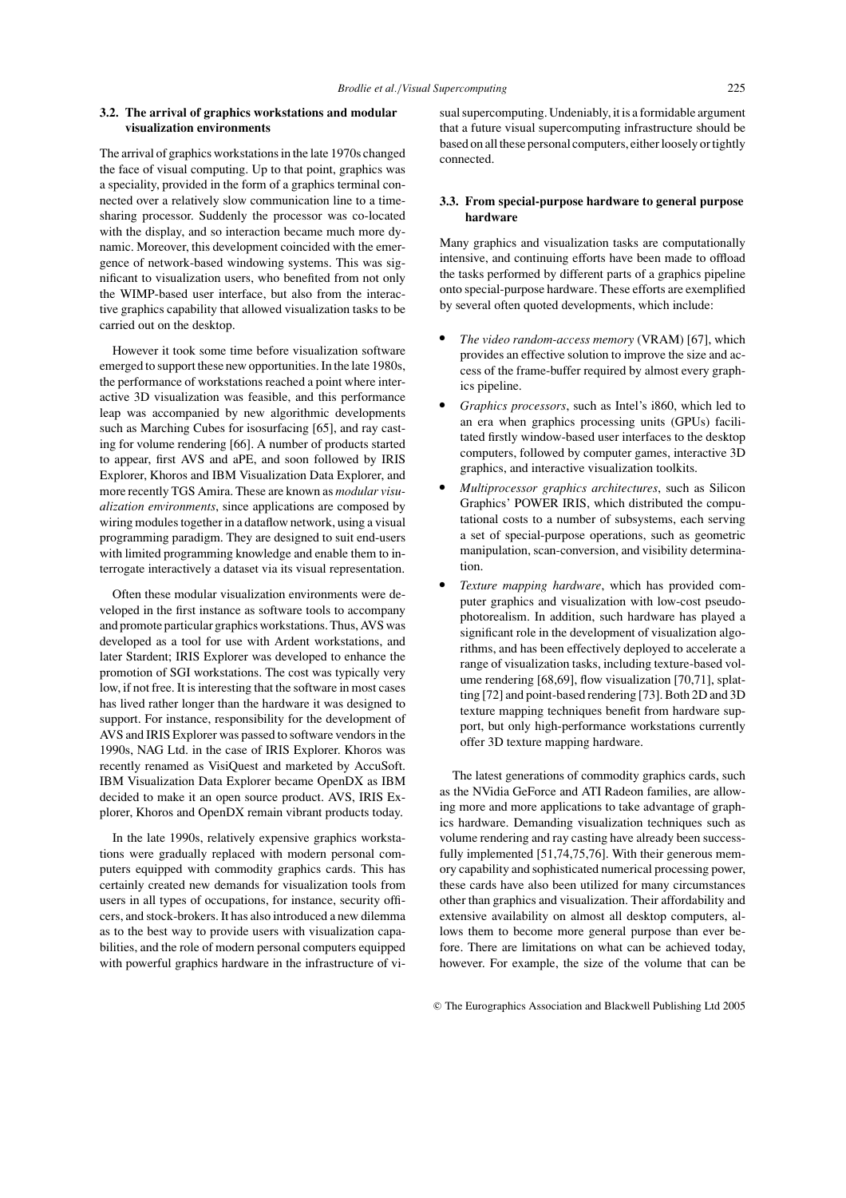### 3.2. The arrival of graphics workstations and modular visualization environments

The arrival of graphics workstations in the late 1970s changed the face of visual computing. Up to that point, graphics was a speciality, provided in the form of a graphics terminal connected over a relatively slow communication line to a time-sharing processor. Suddenly the processor was co-located with the display, and so interaction became much more dynamic. Moreover, this development coincided with the emergence of network-based windowing systems. This was significant to visualization users, who benefited from not only the WIMP-based user interface, but also from the interactive graphics capability that allowed visualization tasks to be carried out on the desktop.

However it took some time before visualization software emerged to support these new opportunities. In the late 1980s, the performance of workstations reached a point where interactive 3D visualization was feasible, and this performance leap was accompanied by new algorithmic developments such as Marching Cubes for isosurfacing [65], and ray casting for volume rendering [66]. A number of products started to appear, first AVS and aPE, and soon followed by IRIS Explorer, Khoros and IBM Visualization Data Explorer, and more recently TGS Amira. These are known as *modular visualization environments*, since applications are composed by wiring modules together in a dataflow network, using a visual programming paradigm. They are designed to suit end-users with limited programming knowledge and enable them to interrogate interactively a dataset via its visual representation.

Often these modular visualization environments were developed in the first instance as software tools to accompany and promote particular graphics workstations. Thus, AVS was developed as a tool for use with Ardent workstations, and later Stardent; IRIS Explorer was developed to enhance the promotion of SGI workstations. The cost was typically very low, if not free. It is interesting that the software in most cases has lived rather longer than the hardware it was designed to support. For instance, responsibility for the development of AVS and IRIS Explorer was passed to software vendors in the 1990s, NAG Ltd. in the case of IRIS Explorer. Khoros was recently renamed as VisiQuest and marketed by AccuSoft. IBM Visualization Data Explorer became OpenDX as IBM decided to make it an open source product. AVS, IRIS Explorer, Khoros and OpenDX remain vibrant products today.

In the late 1990s, relatively expensive graphics workstations were gradually replaced with modern personal computers equipped with commodity graphics cards. This has certainly created new demands for visualization tools from users in all types of occupations, for instance, security officers, and stock-brokers. It has also introduced a new dilemma as to the best way to provide users with visualization capabilities, and the role of modern personal computers equipped with powerful graphics hardware in the infrastructure of visual supercomputing. Undeniably, it is a formidable argument that a future visual supercomputing infrastructure should be based on all these personal computers, either loosely or tightly connected.

### 3.3. From special-purpose hardware to general purpose hardware

Many graphics and visualization tasks are computationally intensive, and continuing efforts have been made to offload the tasks performed by different parts of a graphics pipeline onto special-purpose hardware. These efforts are exemplified by several often quoted developments, which include:

- *The video random-access memory* (VRAM) [67], which provides an effective solution to improve the size and access of the frame-buffer required by almost every graphics pipeline.
- *Graphics processors*, such as Intel's i860, which led to an era when graphics processing units (GPUs) facilitated firstly window-based user interfaces to the desktop computers, followed by computer games, interactive 3D graphics, and interactive visualization toolkits.
- *Multiprocessor graphics architectures*, such as Silicon Graphics' POWER IRIS, which distributed the computational costs to a number of subsystems, each serving a set of special-purpose operations, such as geometric manipulation, scan-conversion, and visibility determination.
- *Texture mapping hardware*, which has provided computer graphics and visualization with low-cost pseudo-photorealism. In addition, such hardware has played a significant role in the development of visualization algorithms, and has been effectively deployed to accelerate a range of visualization tasks, including texture-based volume rendering [68,69], flow visualization [70,71], splatting [72] and point-based rendering [73]. Both 2D and 3D texture mapping techniques benefit from hardware support, but only high-performance workstations currently offer 3D texture mapping hardware.

The latest generations of commodity graphics cards, such as the NVidia GeForce and ATI Radeon families, are allowing more and more applications to take advantage of graphics hardware. Demanding visualization techniques such as volume rendering and ray casting have already been successfully implemented [51,74,75,76]. With their generous memory capability and sophisticated numerical processing power, these cards have also been utilized for many circumstances other than graphics and visualization. Their affordability and extensive availability on almost all desktop computers, allows them to become more general purpose than ever before. There are limitations on what can be achieved today, however. For example, the size of the volume that can be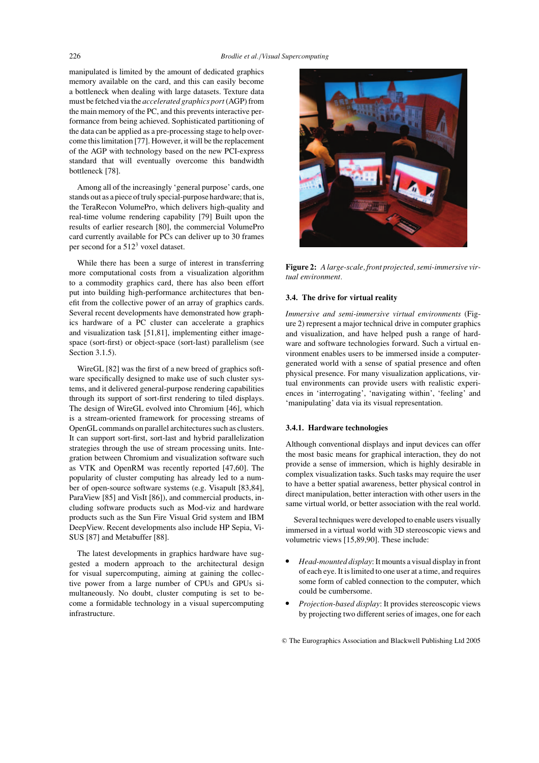manipulated is limited by the amount of dedicated graphics memory available on the card, and this can easily become a bottleneck when dealing with large datasets. Texture data must be fetched via the *accelerated graphics port* (AGP) from the main memory of the PC, and this prevents interactive performance from being achieved. Sophisticated partitioning of the data can be applied as a pre-processing stage to help overcome this limitation [77]. However, it will be the replacement of the AGP with technology based on the new PCI-express standard that will eventually overcome this bandwidth bottleneck [78].

Among all of the increasingly 'general purpose' cards, one stands out as a piece of truly special-purpose hardware; that is, the TeraRecon VolumePro, which delivers high-quality and real-time volume rendering capability [79] Built upon the results of earlier research [80], the commercial VolumePro card currently available for PCs can deliver up to 30 frames per second for a $512^3$ voxel dataset.

While there has been a surge of interest in transferring more computational costs from a visualization algorithm to a commodity graphics card, there has also been effort put into building high-performance architectures that benefit from the collective power of an array of graphics cards. Several recent developments have demonstrated how graphics hardware of a PC cluster can accelerate a graphics and visualization task [51,81], implementing either image-space (sort-first) or object-space (sort-last) parallelism (see Section 3.1.5).

WireGL [82] was the first of a new breed of graphics software specifically designed to make use of such cluster systems, and it delivered general-purpose rendering capabilities through its support of sort-first rendering to tiled displays. The design of WireGL evolved into Chromium [46], which is a stream-oriented framework for processing streams of OpenGL commands on parallel architectures such as clusters. It can support sort-first, sort-last and hybrid parallelization strategies through the use of stream processing units. Integration between Chromium and visualization software such as VTK and OpenRM was recently reported [47,60]. The popularity of cluster computing has already led to a number of open-source software systems (e.g. Visapult [83,84], ParaView [85] and VisIt [86]), and commercial products, including software products such as Mod-viz and hardware products such as the Sun Fire Visual Grid system and IBM DeepView. Recent developments also include HP Sepia, ViSUS [87] and Metabuffer [88].

The latest developments in graphics hardware have suggested a modern approach to the architectural design for visual supercomputing, aiming at gaining the collective power from a large number of CPUs and GPUs simultaneously. No doubt, cluster computing is set to become a formidable technology in a visual supercomputing infrastructure.

**Figure 2:** *A large-scale, front projected, semi-immersive virtual environment.*

### 3.4. The drive for virtual reality

*Immersive and semi-immersive virtual environments* (Figure 2) represent a major technical drive in computer graphics and visualization, and have helped push a range of hardware and software technologies forward. Such a virtual environment enables users to be immersed inside a computer-generated world with a sense of spatial presence and often physical presence. For many visualization applications, virtual environments can provide users with realistic experiences in 'interrogating', 'navigating within', 'feeling' and 'manipulating' data via its visual representation.

#### 3.4.1. Hardware technologies

Although conventional displays and input devices can offer the most basic means for graphical interaction, they do not provide a sense of immersion, which is highly desirable in complex visualization tasks. Such tasks may require the user to have a better spatial awareness, better physical control in direct manipulation, better interaction with other users in the same virtual world, or better association with the real world.

Several techniques were developed to enable users visually immersed in a virtual world with 3D stereoscopic views and volumetric views [15,89,90]. These include:

- *Head-mounted display*: It mounts a visual display in front of each eye. It is limited to one user at a time, and requires some form of cabled connection to the computer, which could be cumbersome.
- *Projection-based display*: It provides stereoscopic views by projecting two different series of images, one for each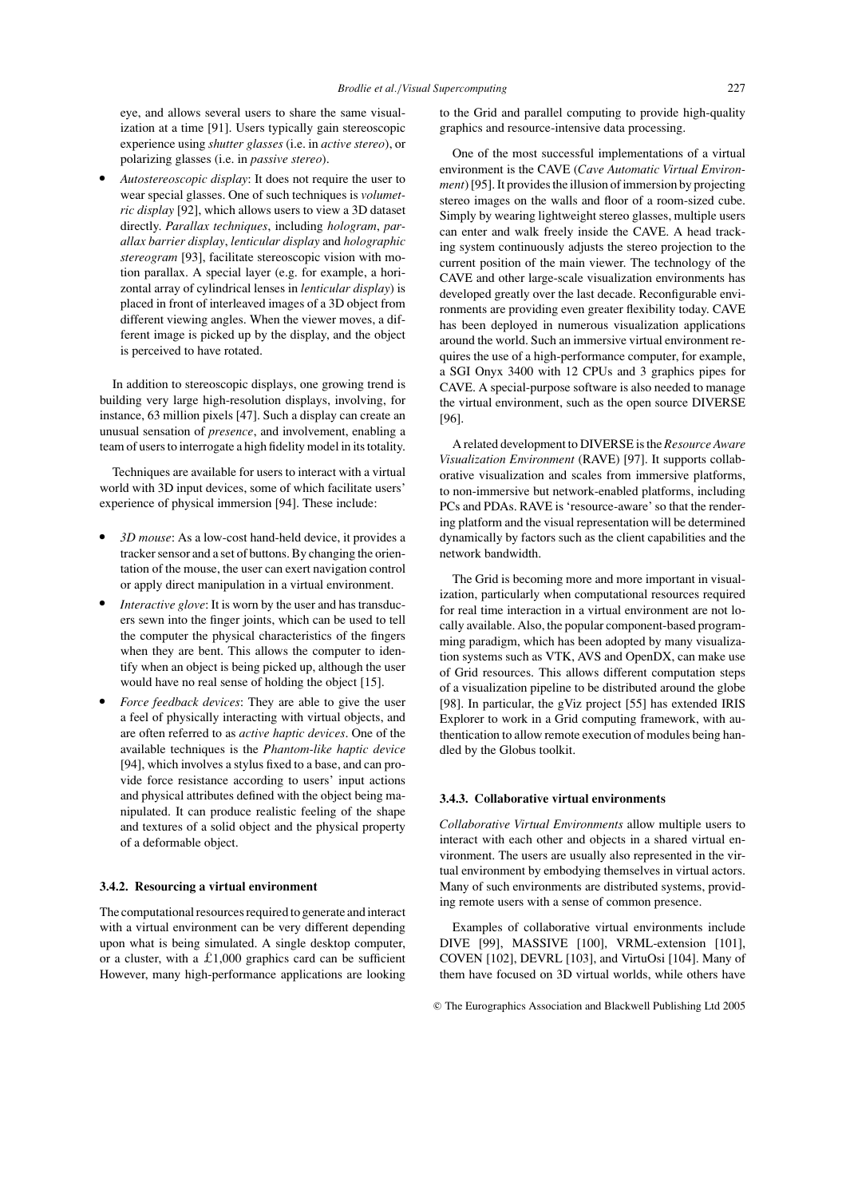eye, and allows several users to share the same visualization at a time [91]. Users typically gain stereoscopic experience using *shutter glasses* (i.e. in *active stereo*), or polarizing glasses (i.e. in *passive stereo*).

- *Autostereoscopic display*: It does not require the user to wear special glasses. One of such techniques is *volumetric display* [92], which allows users to view a 3D dataset directly. *Parallax techniques*, including *hologram*, *parallax barrier display*, *lenticular display* and *holographic stereogram* [93], facilitate stereoscopic vision with motion parallax. A special layer (e.g. for example, a horizontal array of cylindrical lenses in *lenticular display*) is placed in front of interleaved images of a 3D object from different viewing angles. When the viewer moves, a different image is picked up by the display, and the object is perceived to have rotated.

In addition to stereoscopic displays, one growing trend is building very large high-resolution displays, involving, for instance, 63 million pixels [47]. Such a display can create an unusual sensation of *presence*, and involvement, enabling a team of users to interrogate a high fidelity model in its totality.

Techniques are available for users to interact with a virtual world with 3D input devices, some of which facilitate users' experience of physical immersion [94]. These include:

- *3D mouse*: As a low-cost hand-held device, it provides a tracker sensor and a set of buttons. By changing the orientation of the mouse, the user can exert navigation control or apply direct manipulation in a virtual environment.
- *Interactive glove*: It is worn by the user and has transducers sewn into the finger joints, which can be used to tell the computer the physical characteristics of the fingers when they are bent. This allows the computer to identify when an object is being picked up, although the user would have no real sense of holding the object [15].
- *Force feedback devices*: They are able to give the user a feel of physically interacting with virtual objects, and are often referred to as *active haptic devices*. One of the available techniques is the *Phantom-like haptic device* [94], which involves a stylus fixed to a base, and can provide force resistance according to users' input actions and physical attributes defined with the object being manipulated. It can produce realistic feeling of the shape and textures of a solid object and the physical property of a deformable object.

### 3.4.2. Resourcing a virtual environment

The computational resources required to generate and interact with a virtual environment can be very different depending upon what is being simulated. A single desktop computer, or a cluster, with a £1,000 graphics card can be sufficient However, many high-performance applications are looking to the Grid and parallel computing to provide high-quality graphics and resource-intensive data processing.

One of the most successful implementations of a virtual environment is the CAVE (*Cave Automatic Virtual Environment*) [95]. It provides the illusion of immersion by projecting stereo images on the walls and floor of a room-sized cube. Simply by wearing lightweight stereo glasses, multiple users can enter and walk freely inside the CAVE. A head tracking system continuously adjusts the stereo projection to the current position of the main viewer. The technology of the CAVE and other large-scale visualization environments has developed greatly over the last decade. Reconfigurable environments are providing even greater flexibility today. CAVE has been deployed in numerous visualization applications around the world. Such an immersive virtual environment requires the use of a high-performance computer, for example, a SGI Onyx 3400 with 12 CPUs and 3 graphics pipes for CAVE. A special-purpose software is also needed to manage the virtual environment, such as the open source DIVERSE [96].

A related development to DIVERSE is the *Resource Aware Visualization Environment* (RAVE) [97]. It supports collaborative visualization and scales from immersive platforms, to non-immersive but network-enabled platforms, including PCs and PDAs. RAVE is 'resource-aware' so that the rendering platform and the visual representation will be determined dynamically by factors such as the client capabilities and the network bandwidth.

The Grid is becoming more and more important in visualization, particularly when computational resources required for real time interaction in a virtual environment are not locally available. Also, the popular component-based programming paradigm, which has been adopted by many visualization systems such as VTK, AVS and OpenDX, can make use of Grid resources. This allows different computation steps of a visualization pipeline to be distributed around the globe [98]. In particular, the gViz project [55] has extended IRIS Explorer to work in a Grid computing framework, with authentication to allow remote execution of modules being handled by the Globus toolkit.

### 3.4.3. Collaborative virtual environments

*Collaborative Virtual Environments* allow multiple users to interact with each other and objects in a shared virtual environment. The users are usually also represented in the virtual environment by embodying themselves in virtual actors. Many of such environments are distributed systems, providing remote users with a sense of common presence.

Examples of collaborative virtual environments include DIVE [99], MASSIVE [100], VRML-extension [101], COVEN [102], DEVRL [103], and VirtuOsi [104]. Many of them have focused on 3D virtual worlds, while others have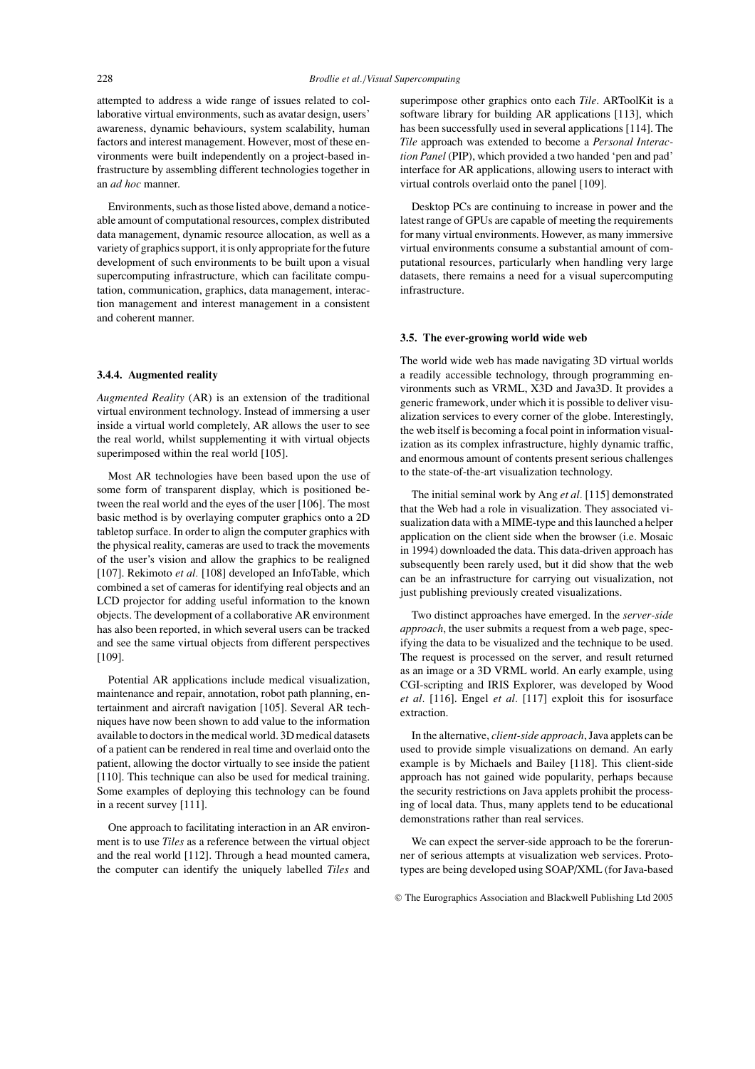attempted to address a wide range of issues related to collaborative virtual environments, such as avatar design, users' awareness, dynamic behaviours, system scalability, human factors and interest management. However, most of these environments were built independently on a project-based infrastructure by assembling different technologies together in an *ad hoc* manner.

Environments, such as those listed above, demand a noticeable amount of computational resources, complex distributed data management, dynamic resource allocation, as well as a variety of graphics support, it is only appropriate for the future development of such environments to be built upon a visual supercomputing infrastructure, which can facilitate computation, communication, graphics, data management, interaction management and interest management in a consistent and coherent manner.

#### 3.4.4. Augmented reality

*Augmented Reality* (AR) is an extension of the traditional virtual environment technology. Instead of immersing a user inside a virtual world completely, AR allows the user to see the real world, whilst supplementing it with virtual objects superimposed within the real world [105].

Most AR technologies have been based upon the use of some form of transparent display, which is positioned between the real world and the eyes of the user [106]. The most basic method is by overlaying computer graphics onto a 2D tabletop surface. In order to align the computer graphics with the physical reality, cameras are used to track the movements of the user's vision and allow the graphics to be realigned [107]. Rekimoto *et al.* [108] developed an InfoTable, which combined a set of cameras for identifying real objects and an LCD projector for adding useful information to the known objects. The development of a collaborative AR environment has also been reported, in which several users can be tracked and see the same virtual objects from different perspectives [109].

Potential AR applications include medical visualization, maintenance and repair, annotation, robot path planning, entertainment and aircraft navigation [105]. Several AR techniques have now been shown to add value to the information available to doctors in the medical world. 3D medical datasets of a patient can be rendered in real time and overlaid onto the patient, allowing the doctor virtually to see inside the patient [110]. This technique can also be used for medical training. Some examples of deploying this technology can be found in a recent survey [111].

One approach to facilitating interaction in an AR environment is to use *Tiles* as a reference between the virtual object and the real world [112]. Through a head mounted camera, the computer can identify the uniquely labelled *Tiles* and superimpose other graphics onto each *Tile*. ARToolKit is a software library for building AR applications [113], which has been successfully used in several applications [114]. The *Tile* approach was extended to become a *Personal Interaction Panel* (PIP), which provided a two handed 'pen and pad' interface for AR applications, allowing users to interact with virtual controls overlaid onto the panel [109].

Desktop PCs are continuing to increase in power and the latest range of GPUs are capable of meeting the requirements for many virtual environments. However, as many immersive virtual environments consume a substantial amount of computational resources, particularly when handling very large datasets, there remains a need for a visual supercomputing infrastructure.

### 3.5. The ever-growing world wide web

The world wide web has made navigating 3D virtual worlds a readily accessible technology, through programming environments such as VRML, X3D and Java3D. It provides a generic framework, under which it is possible to deliver visualization services to every corner of the globe. Interestingly, the web itself is becoming a focal point in information visualization as its complex infrastructure, highly dynamic traffic, and enormous amount of contents present serious challenges to the state-of-the-art visualization technology.

The initial seminal work by Ang *et al.* [115] demonstrated that the Web had a role in visualization. They associated visualization data with a MIME-type and this launched a helper application on the client side when the browser (i.e. Mosaic in 1994) downloaded the data. This data-driven approach has subsequently been rarely used, but it did show that the web can be an infrastructure for carrying out visualization, not just publishing previously created visualizations.

Two distinct approaches have emerged. In the *server-side approach*, the user submits a request from a web page, specifying the data to be visualized and the technique to be used. The request is processed on the server, and result returned as an image or a 3D VRML world. An early example, using CGI-scripting and IRIS Explorer, was developed by Wood *et al.* [116]. Engel *et al.* [117] exploit this for isosurface extraction.

In the alternative, *client-side approach*, Java applets can be used to provide simple visualizations on demand. An early example is by Michaels and Bailey [118]. This client-side approach has not gained wide popularity, perhaps because the security restrictions on Java applets prohibit the processing of local data. Thus, many applets tend to be educational demonstrations rather than real services.

We can expect the server-side approach to be the forerunner of serious attempts at visualization web services. Prototypes are being developed using SOAP/XML (for Java-based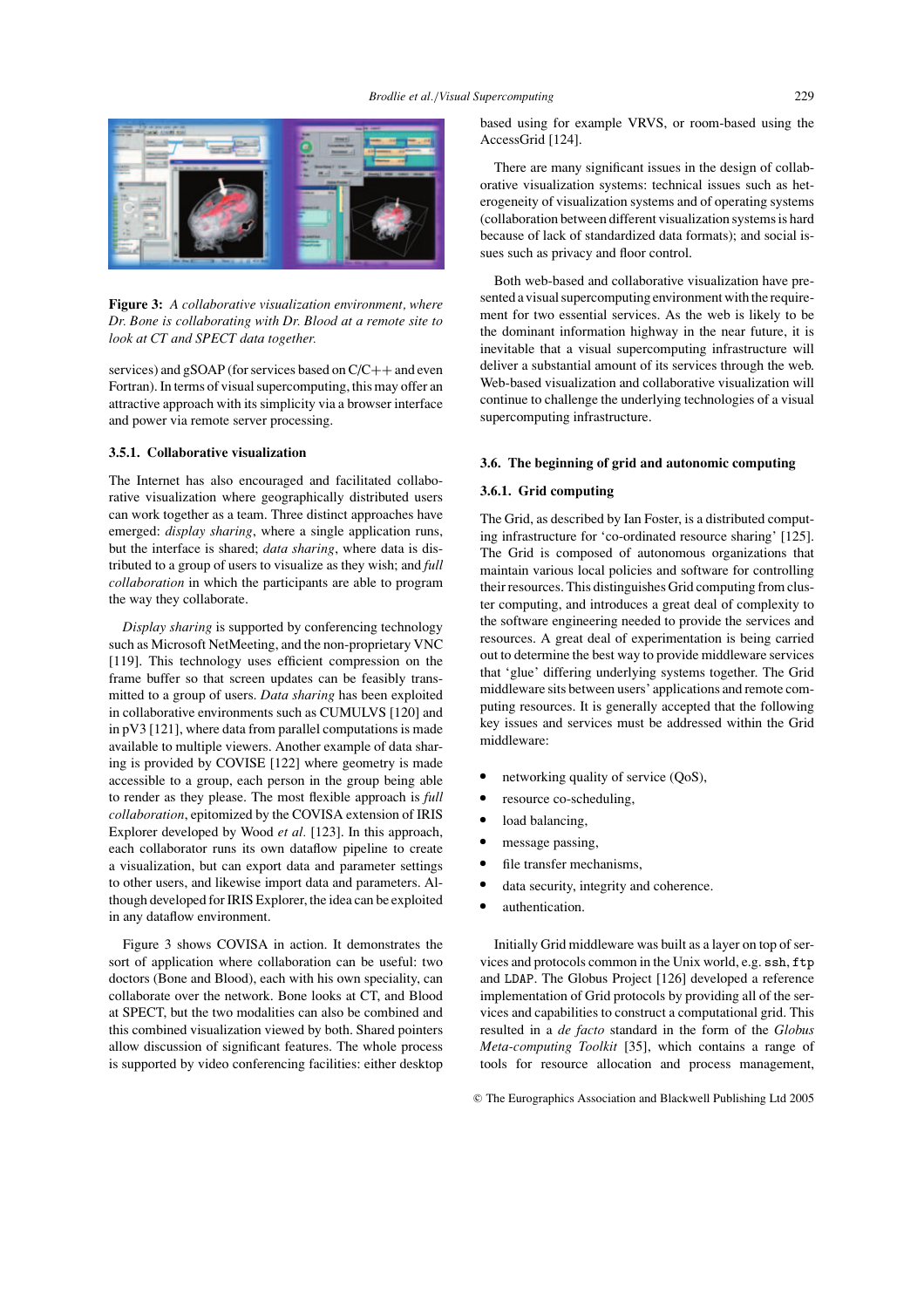**Figure 3:** *A collaborative visualization environment, where Dr. Bone is collaborating with Dr. Blood at a remote site to look at CT and SPECT data together.*

services) and gSOAP (for services based on C/C++ and even Fortran). In terms of visual supercomputing, this may offer an attractive approach with its simplicity via a browser interface and power via remote server processing.

#### 3.5.1. Collaborative visualization

The Internet has also encouraged and facilitated collaborative visualization where geographically distributed users can work together as a team. Three distinct approaches have emerged: *display sharing*, where a single application runs, but the interface is shared; *data sharing*, where data is distributed to a group of users to visualize as they wish; and *full collaboration* in which the participants are able to program the way they collaborate.

*Display sharing* is supported by conferencing technology such as Microsoft NetMeeting, and the non-proprietary VNC [119]. This technology uses efficient compression on the frame buffer so that screen updates can be feasibly transmitted to a group of users. *Data sharing* has been exploited in collaborative environments such as CUMULVS [120] and in pV3 [121], where data from parallel computations is made available to multiple viewers. Another example of data sharing is provided by COVISE [122] where geometry is made accessible to a group, each person in the group being able to render as they please. The most flexible approach is *full collaboration*, epitomized by the COVISA extension of IRIS Explorer developed by Wood *et al.* [123]. In this approach, each collaborator runs its own dataflow pipeline to create a visualization, but can export data and parameter settings to other users, and likewise import data and parameters. Although developed for IRIS Explorer, the idea can be exploited in any dataflow environment.

Figure 3 shows COVISA in action. It demonstrates the sort of application where collaboration can be useful: two doctors (Bone and Blood), each with his own speciality, can collaborate over the network. Bone looks at CT, and Blood at SPECT, but the two modalities can also be combined and this combined visualization viewed by both. Shared pointers allow discussion of significant features. The whole process is supported by video conferencing facilities: either desktop based using for example VRVS, or room-based using the AccessGrid [124].

There are many significant issues in the design of collaborative visualization systems: technical issues such as heterogeneity of visualization systems and of operating systems (collaboration between different visualization systems is hard because of lack of standardized data formats); and social issues such as privacy and floor control.

Both web-based and collaborative visualization have presented a visual supercomputing environment with the requirement for two essential services. As the web is likely to be the dominant information highway in the near future, it is inevitable that a visual supercomputing infrastructure will deliver a substantial amount of its services through the web. Web-based visualization and collaborative visualization will continue to challenge the underlying technologies of a visual supercomputing infrastructure.

### 3.6. The beginning of grid and autonomic computing

#### 3.6.1. Grid computing

The Grid, as described by Ian Foster, is a distributed computing infrastructure for 'co-ordinated resource sharing' [125]. The Grid is composed of autonomous organizations that maintain various local policies and software for controlling their resources. This distinguishes Grid computing from cluster computing, and introduces a great deal of complexity to the software engineering needed to provide the services and resources. A great deal of experimentation is being carried out to determine the best way to provide middleware services that 'glue' differing underlying systems together. The Grid middleware sits between users' applications and remote computing resources. It is generally accepted that the following key issues and services must be addressed within the Grid middleware:

- networking quality of service (QoS),
- resource co-scheduling,
- load balancing,
- message passing,
- file transfer mechanisms,
- data security, integrity and coherence.
- authentication.

Initially Grid middleware was built as a layer on top of services and protocols common in the Unix world, e.g. `ssh`, `ftp` and LDAP. The Globus Project [126] developed a reference implementation of Grid protocols by providing all of the services and capabilities to construct a computational grid. This resulted in a *de facto* standard in the form of the *Globus Meta-computing Toolkit* [35], which contains a range of tools for resource allocation and process management,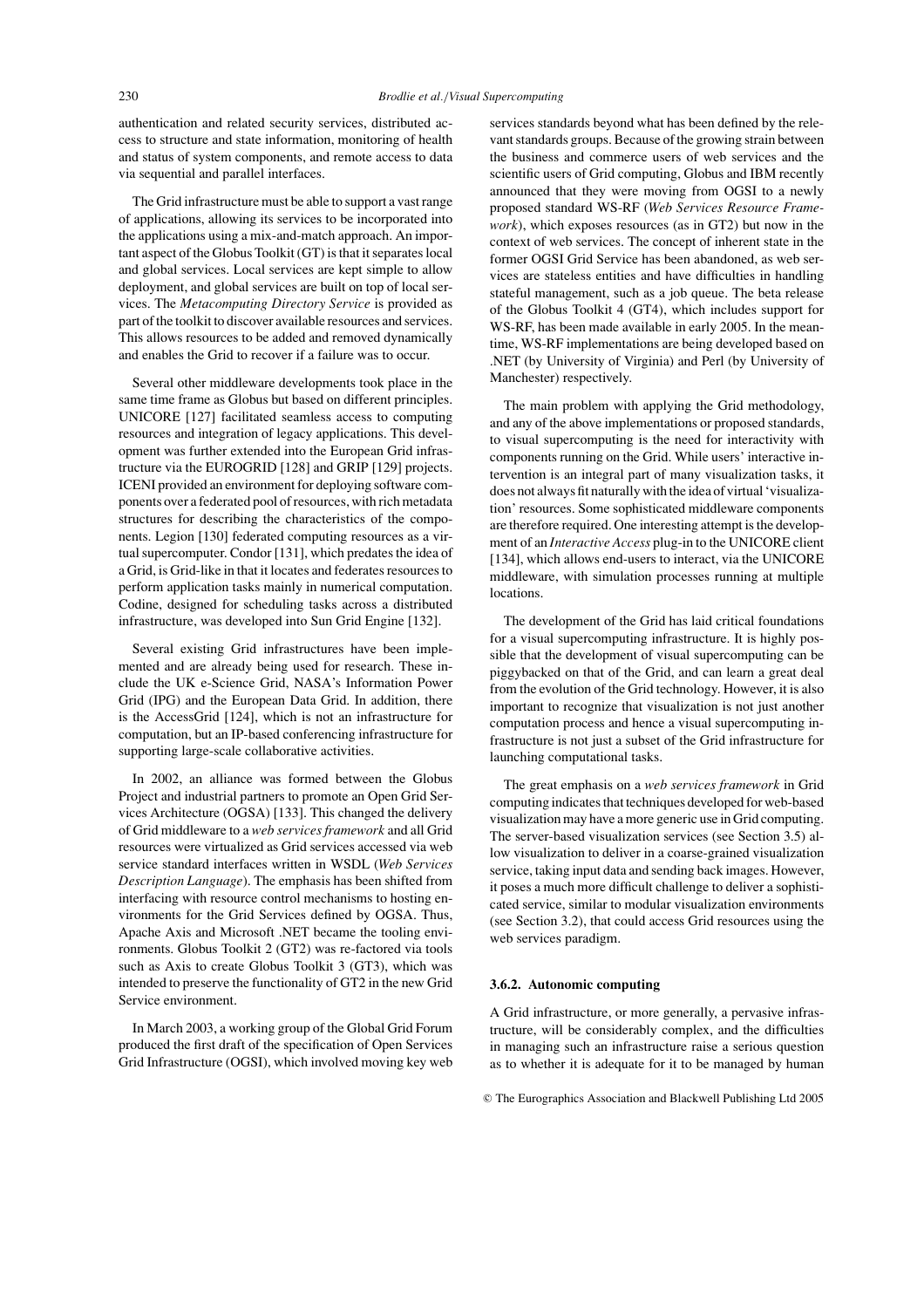authentication and related security services, distributed access to structure and state information, monitoring of health and status of system components, and remote access to data via sequential and parallel interfaces.

The Grid infrastructure must be able to support a vast range of applications, allowing its services to be incorporated into the applications using a mix-and-match approach. An important aspect of the Globus Toolkit (GT) is that it separates local and global services. Local services are kept simple to allow deployment, and global services are built on top of local services. The *Metacomputing Directory Service* is provided as part of the toolkit to discover available resources and services. This allows resources to be added and removed dynamically and enables the Grid to recover if a failure was to occur.

Several other middleware developments took place in the same time frame as Globus but based on different principles. UNICORE [127] facilitated seamless access to computing resources and integration of legacy applications. This development was further extended into the European Grid infrastructure via the EUROGRID [128] and GRIP [129] projects. ICENI provided an environment for deploying software components over a federated pool of resources, with rich metadata structures for describing the characteristics of the components. Legion [130] federated computing resources as a virtual supercomputer. Condor [131], which predates the idea of a Grid, is Grid-like in that it locates and federates resources to perform application tasks mainly in numerical computation. Codine, designed for scheduling tasks across a distributed infrastructure, was developed into Sun Grid Engine [132].

Several existing Grid infrastructures have been implemented and are already being used for research. These include the UK e-Science Grid, NASA's Information Power Grid (IPG) and the European Data Grid. In addition, there is the AccessGrid [124], which is not an infrastructure for computation, but an IP-based conferencing infrastructure for supporting large-scale collaborative activities.

In 2002, an alliance was formed between the Globus Project and industrial partners to promote an Open Grid Services Architecture (OGSA) [133]. This changed the delivery of Grid middleware to a *web services framework* and all Grid resources were virtualized as Grid services accessed via web service standard interfaces written in WSDL (*Web Services Description Language*). The emphasis has been shifted from interfacing with resource control mechanisms to hosting environments for the Grid Services defined by OGSA. Thus, Apache Axis and Microsoft .NET became the tooling environments. Globus Toolkit 2 (GT2) was re-factored via tools such as Axis to create Globus Toolkit 3 (GT3), which was intended to preserve the functionality of GT2 in the new Grid Service environment.

In March 2003, a working group of the Global Grid Forum produced the first draft of the specification of Open Services Grid Infrastructure (OGSI), which involved moving key web services standards beyond what has been defined by the relevant standards groups. Because of the growing strain between the business and commerce users of web services and the scientific users of Grid computing, Globus and IBM recently announced that they were moving from OGSI to a newly proposed standard WS-RF (*Web Services Resource Framework*), which exposes resources (as in GT2) but now in the context of web services. The concept of inherent state in the former OGSI Grid Service has been abandoned, as web services are stateless entities and have difficulties in handling stateful management, such as a job queue. The beta release of the Globus Toolkit 4 (GT4), which includes support for WS-RF, has been made available in early 2005. In the meantime, WS-RF implementations are being developed based on .NET (by University of Virginia) and Perl (by University of Manchester) respectively.

The main problem with applying the Grid methodology, and any of the above implementations or proposed standards, to visual supercomputing is the need for interactivity with components running on the Grid. While users' interactive intervention is an integral part of many visualization tasks, it does not always fit naturally with the idea of virtual 'visualization' resources. Some sophisticated middleware components are therefore required. One interesting attempt is the development of an *Interactive Access* plug-in to the UNICORE client [134], which allows end-users to interact, via the UNICORE middleware, with simulation processes running at multiple locations.

The development of the Grid has laid critical foundations for a visual supercomputing infrastructure. It is highly possible that the development of visual supercomputing can be piggybacked on that of the Grid, and can learn a great deal from the evolution of the Grid technology. However, it is also important to recognize that visualization is not just another computation process and hence a visual supercomputing infrastructure is not just a subset of the Grid infrastructure for launching computational tasks.

The great emphasis on a *web services framework* in Grid computing indicates that techniques developed for web-based visualization may have a more generic use in Grid computing. The server-based visualization services (see Section 3.5) allow visualization to deliver in a coarse-grained visualization service, taking input data and sending back images. However, it poses a much more difficult challenge to deliver a sophisticated service, similar to modular visualization environments (see Section 3.2), that could access Grid resources using the web services paradigm.

#### 3.6.2. Autonomic computing

A Grid infrastructure, or more generally, a pervasive infrastructure, will be considerably complex, and the difficulties in managing such an infrastructure raise a serious question as to whether it is adequate for it to be managed by human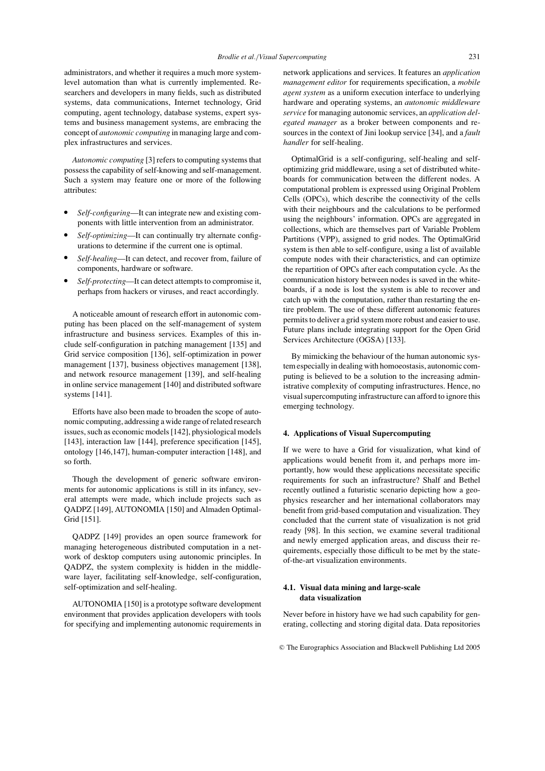administrators, and whether it requires a much more system-level automation than what is currently implemented. Researchers and developers in many fields, such as distributed systems, data communications, Internet technology, Grid computing, agent technology, database systems, expert systems and business management systems, are embracing the concept of *autonomic computing* in managing large and complex infrastructures and services.

*Autonomic computing* [3] refers to computing systems that possess the capability of self-knowing and self-management. Such a system may feature one or more of the following attributes:

- *Self-configuring*—It can integrate new and existing components with little intervention from an administrator.
- *Self-optimizing*—It can continually try alternate configurations to determine if the current one is optimal.
- *Self-healing*—It can detect, and recover from, failure of components, hardware or software.
- *Self-protecting*—It can detect attempts to compromise it, perhaps from hackers or viruses, and react accordingly.

A noticeable amount of research effort in autonomic computing has been placed on the self-management of system infrastructure and business services. Examples of this include self-configuration in patching management [135] and Grid service composition [136], self-optimization in power management [137], business objectives management [138], and network resource management [139], and self-healing in online service management [140] and distributed software systems [141].

Efforts have also been made to broaden the scope of autonomic computing, addressing a wide range of related research issues, such as economic models [142], physiological models [143], interaction law [144], preference specification [145], ontology [146,147], human-computer interaction [148], and so forth.

Though the development of generic software environments for autonomic applications is still in its infancy, several attempts were made, which include projects such as QADPZ [149], AUTONOMIA [150] and Almaden OptimalGrid [151].

QADPZ [149] provides an open source framework for managing heterogeneous distributed computation in a network of desktop computers using autonomic principles. In QADPZ, the system complexity is hidden in the middleware layer, facilitating self-knowledge, self-configuration, self-optimization and self-healing.

AUTONOMIA [150] is a prototype software development environment that provides application developers with tools for specifying and implementing autonomic requirements in network applications and services. It features an *application management editor* for requirements specification, a *mobile agent system* as a uniform execution interface to underlying hardware and operating systems, an *autonomic middleware service* for managing autonomic services, an *application delegated manager* as a broker between components and resources in the context of Jini lookup service [34], and a *fault handler* for self-healing.

OptimalGrid is a self-configuring, self-healing and self-optimizing grid middleware, using a set of distributed whiteboards for communication between the different nodes. A computational problem is expressed using Original Problem Cells (OPCs), which describe the connectivity of the cells with their neighbours and the calculations to be performed using the neighbours' information. OPCs are aggregated in collections, which are themselves part of Variable Problem Partitions (VPP), assigned to grid nodes. The OptimalGrid system is then able to self-configure, using a list of available compute nodes with their characteristics, and can optimize the repartition of OPCs after each computation cycle. As the communication history between nodes is saved in the whiteboards, if a node is lost the system is able to recover and catch up with the computation, rather than restarting the entire problem. The use of these different autonomic features permits to deliver a grid system more robust and easier to use. Future plans include integrating support for the Open Grid Services Architecture (OGSA) [133].

By mimicking the behaviour of the human autonomic system especially in dealing with homoeostasis, autonomic computing is believed to be a solution to the increasing administrative complexity of computing infrastructures. Hence, no visual supercomputing infrastructure can afford to ignore this emerging technology.

## 4. Applications of Visual Supercomputing

If we were to have a Grid for visualization, what kind of applications would benefit from it, and perhaps more importantly, how would these applications necessitate specific requirements for such an infrastructure? Shalf and Bethel recently outlined a futuristic scenario depicting how a geophysics researcher and her international collaborators may benefit from grid-based computation and visualization. They concluded that the current state of visualization is not grid ready [98]. In this section, we examine several traditional and newly emerged application areas, and discuss their requirements, especially those difficult to be met by the state-of-the-art visualization environments.

### 4.1. Visual data mining and large-scale data visualization

Never before in history have we had such capability for generating, collecting and storing digital data. Data repositories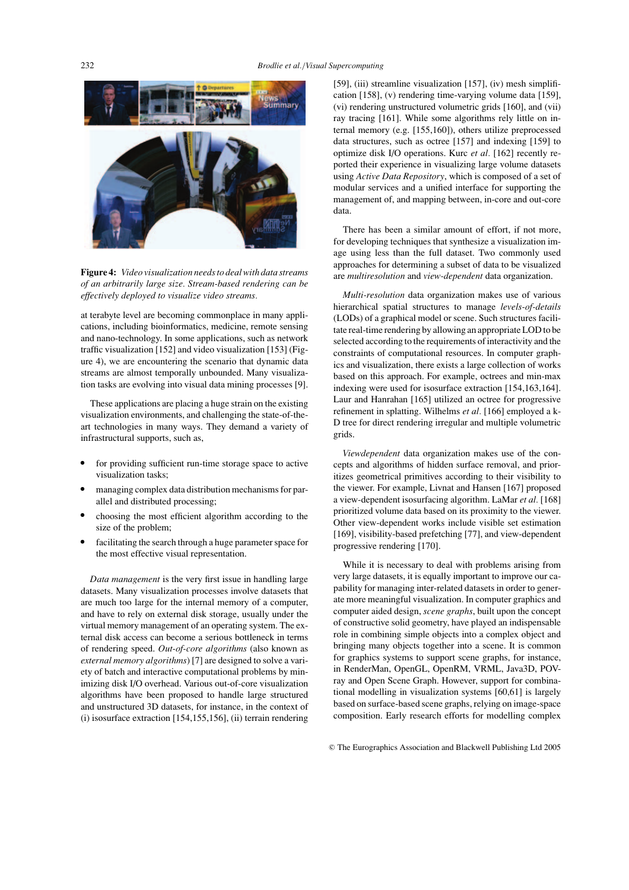**Figure 4:** *Video visualization needs to deal with data streams of an arbitrarily large size. Stream-based rendering can be effectively deployed to visualize video streams.*

at terabyte level are becoming commonplace in many applications, including bioinformatics, medicine, remote sensing and nano-technology. In some applications, such as network traffic visualization [152] and video visualization [153] (Figure 4), we are encountering the scenario that dynamic data streams are almost temporally unbounded. Many visualization tasks are evolving into visual data mining processes [9].

These applications are placing a huge strain on the existing visualization environments, and challenging the state-of-the-art technologies in many ways. They demand a variety of infrastructural supports, such as,

- for providing sufficient run-time storage space to active visualization tasks;
- managing complex data distribution mechanisms for parallel and distributed processing;
- choosing the most efficient algorithm according to the size of the problem;
- facilitating the search through a huge parameter space for the most effective visual representation.

*Data management* is the very first issue in handling large datasets. Many visualization processes involve datasets that are much too large for the internal memory of a computer, and have to rely on external disk storage, usually under the virtual memory management of an operating system. The external disk access can become a serious bottleneck in terms of rendering speed. *Out-of-core algorithms* (also known as *external memory algorithms*) [7] are designed to solve a variety of batch and interactive computational problems by minimizing disk I/O overhead. Various out-of-core visualization algorithms have been proposed to handle large structured and unstructured 3D datasets, for instance, in the context of (i) isosurface extraction [154,155,156], (ii) terrain rendering [59], (iii) streamline visualization [157], (iv) mesh simplification [158], (v) rendering time-varying volume data [159], (vi) rendering unstructured volumetric grids [160], and (vii) ray tracing [161]. While some algorithms rely little on internal memory (e.g. [155,160]), others utilize preprocessed data structures, such as octree [157] and indexing [159] to optimize disk I/O operations. Kurc *et al*. [162] recently reported their experience in visualizing large volume datasets using *Active Data Repository*, which is composed of a set of modular services and a unified interface for supporting the management of, and mapping between, in-core and out-core data.

There has been a similar amount of effort, if not more, for developing techniques that synthesize a visualization image using less than the full dataset. Two commonly used approaches for determining a subset of data to be visualized are *multiresolution* and *view-dependent* data organization.

*Multi-resolution* data organization makes use of various hierarchical spatial structures to manage *levels-of-details* (LODs) of a graphical model or scene. Such structures facilitate real-time rendering by allowing an appropriate LOD to be selected according to the requirements of interactivity and the constraints of computational resources. In computer graphics and visualization, there exists a large collection of works based on this approach. For example, octrees and min-max indexing were used for isosurface extraction [154,163,164]. Laur and Hanrahan [165] utilized an octree for progressive refinement in splatting. Wilhelms *et al*. [166] employed a k-D tree for direct rendering irregular and multiple volumetric grids.

*Viewdependent* data organization makes use of the concepts and algorithms of hidden surface removal, and prioritizes geometrical primitives according to their visibility to the viewer. For example, Livnat and Hansen [167] proposed a view-dependent isosurfacing algorithm. LaMar *et al*. [168] prioritized volume data based on its proximity to the viewer. Other view-dependent works include visible set estimation [169], visibility-based prefetching [77], and view-dependent progressive rendering [170].

While it is necessary to deal with problems arising from very large datasets, it is equally important to improve our capability for managing inter-related datasets in order to generate more meaningful visualization. In computer graphics and computer aided design, *scene graphs*, built upon the concept of constructive solid geometry, have played an indispensable role in combining simple objects into a complex object and bringing many objects together into a scene. It is common for graphics systems to support scene graphs, for instance, in RenderMan, OpenGL, OpenRM, VRML, Java3D, POV-ray and Open Scene Graph. However, support for combinational modelling in visualization systems [60,61] is largely based on surface-based scene graphs, relying on image-space composition. Early research efforts for modelling complex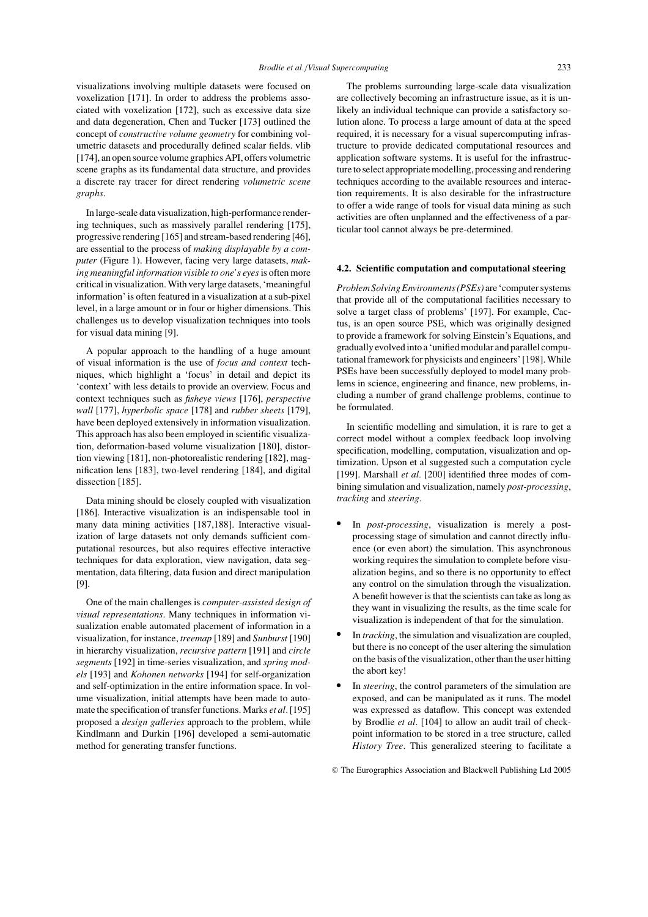visualizations involving multiple datasets were focused on voxelization [171]. In order to address the problems associated with voxelization [172], such as excessive data size and data degeneration, Chen and Tucker [173] outlined the concept of *constructive volume geometry* for combining volumetric datasets and procedurally defined scalar fields. vlib [174], an open source volume graphics API, offers volumetric scene graphs as its fundamental data structure, and provides a discrete ray tracer for direct rendering *volumetric scene graphs*.

In large-scale data visualization, high-performance rendering techniques, such as massively parallel rendering [175], progressive rendering [165] and stream-based rendering [46], are essential to the process of *making displayable by a computer* (Figure 1). However, facing very large datasets, *making meaningful information visible to one's eyes* is often more critical in visualization. With very large datasets, 'meaningful information' is often featured in a visualization at a sub-pixel level, in a large amount or in four or higher dimensions. This challenges us to develop visualization techniques into tools for visual data mining [9].

A popular approach to the handling of a huge amount of visual information is the use of *focus and context* techniques, which highlight a 'focus' in detail and depict its 'context' with less details to provide an overview. Focus and context techniques such as *fisheye views* [176], *perspective wall* [177], *hyperbolic space* [178] and *rubber sheets* [179], have been deployed extensively in information visualization. This approach has also been employed in scientific visualization, deformation-based volume visualization [180], distortion viewing [181], non-photorealistic rendering [182], magnification lens [183], two-level rendering [184], and digital dissection [185].

Data mining should be closely coupled with visualization [186]. Interactive visualization is an indispensable tool in many data mining activities [187,188]. Interactive visualization of large datasets not only demands sufficient computational resources, but also requires effective interactive techniques for data exploration, view navigation, data segmentation, data filtering, data fusion and direct manipulation [9].

One of the main challenges is *computer-assisted design of visual representations*. Many techniques in information visualization enable automated placement of information in a visualization, for instance, *treemap* [189] and *Sunburst* [190] in hierarchy visualization, *recursive pattern* [191] and *circle segments* [192] in time-series visualization, and *spring models* [193] and *Kohonen networks* [194] for self-organization and self-optimization in the entire information space. In volume visualization, initial attempts have been made to automate the specification of transfer functions. Marks *et al.* [195] proposed a *design galleries* approach to the problem, while Kindlmann and Durkin [196] developed a semi-automatic method for generating transfer functions.

The problems surrounding large-scale data visualization are collectively becoming an infrastructure issue, as it is unlikely an individual technique can provide a satisfactory solution alone. To process a large amount of data at the speed required, it is necessary for a visual supercomputing infrastructure to provide dedicated computational resources and application software systems. It is useful for the infrastructure to select appropriate modelling, processing and rendering techniques according to the available resources and interaction requirements. It is also desirable for the infrastructure to offer a wide range of tools for visual data mining as such activities are often unplanned and the effectiveness of a particular tool cannot always be pre-determined.

### 4.2. Scientific computation and computational steering

*Problem Solving Environments (PSEs)* are 'computer systems that provide all of the computational facilities necessary to solve a target class of problems' [197]. For example, Cactus, is an open source PSE, which was originally designed to provide a framework for solving Einstein's Equations, and gradually evolved into a 'unified modular and parallel computational framework for physicists and engineers' [198]. While PSEs have been successfully deployed to model many problems in science, engineering and finance, new problems, including a number of grand challenge problems, continue to be formulated.

In scientific modelling and simulation, it is rare to get a correct model without a complex feedback loop involving specification, modelling, computation, visualization and optimization. Upson et al suggested such a computation cycle [199]. Marshall *et al.* [200] identified three modes of combining simulation and visualization, namely *post-processing*, *tracking* and *steering*.

- In *post-processing*, visualization is merely a post-processing stage of simulation and cannot directly influence (or even abort) the simulation. This asynchronous working requires the simulation to complete before visualization begins, and so there is no opportunity to effect any control on the simulation through the visualization. A benefit however is that the scientists can take as long as they want in visualizing the results, as the time scale for visualization is independent of that for the simulation.
- In *tracking*, the simulation and visualization are coupled, but there is no concept of the user altering the simulation on the basis of the visualization, other than the user hitting the abort key!
- In *steering*, the control parameters of the simulation are exposed, and can be manipulated as it runs. The model was expressed as dataflow. This concept was extended by Brodlie *et al.* [104] to allow an audit trail of checkpoint information to be stored in a tree structure, called *History Tree*. This generalized steering to facilitate a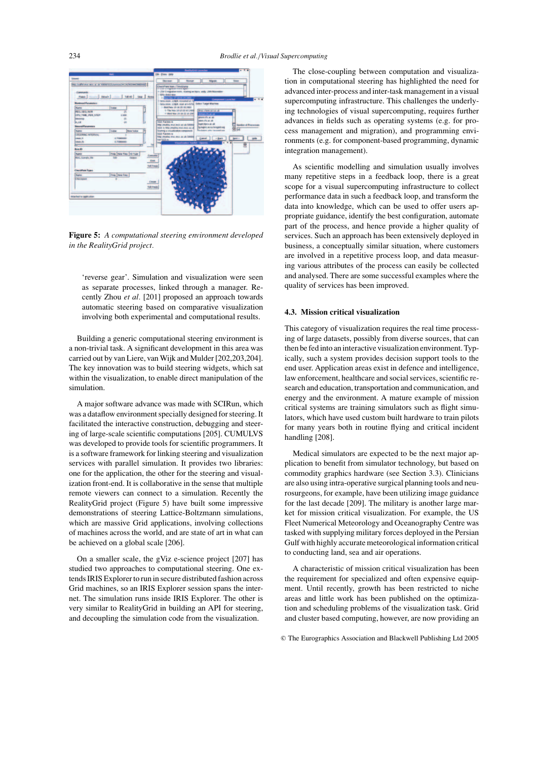Figure 5: *A computational steering environment developed in the RealityGrid project.*

'reverse gear'. Simulation and visualization were seen as separate processes, linked through a manager. Recently Zhou *et al.* [201] proposed an approach towards automatic steering based on comparative visualization involving both experimental and computational results.

Building a generic computational steering environment is a non-trivial task. A significant development in this area was carried out by van Liere, van Wijk and Mulder [202,203,204]. The key innovation was to build steering widgets, which sat within the visualization, to enable direct manipulation of the simulation.

A major software advance was made with SCIRun, which was a dataflow environment specially designed for steering. It facilitated the interactive construction, debugging and steering of large-scale scientific computations [205]. CUMULVS was developed to provide tools for scientific programmers. It is a software framework for linking steering and visualization services with parallel simulation. It provides two libraries: one for the application, the other for the steering and visualization front-end. It is collaborative in the sense that multiple remote viewers can connect to a simulation. Recently the RealityGrid project (Figure 5) have built some impressive demonstrations of steering Lattice-Boltzmann simulations, which are massive Grid applications, involving collections of machines across the world, and are state of art in what can be achieved on a global scale [206].

On a smaller scale, the gViz e-science project [207] has studied two approaches to computational steering. One extends IRIS Explorer to run in secure distributed fashion across Grid machines, so an IRIS Explorer session spans the internet. The simulation runs inside IRIS Explorer. The other is very similar to RealityGrid in building an API for steering, and decoupling the simulation code from the visualization.

The close-coupling between computation and visualization in computational steering has highlighted the need for advanced inter-process and inter-task management in a visual supercomputing infrastructure. This challenges the underlying technologies of visual supercomputing, requires further advances in fields such as operating systems (e.g. for process management and migration), and programming environments (e.g. for component-based programming, dynamic integration management).

As scientific modelling and simulation usually involves many repetitive steps in a feedback loop, there is a great scope for a visual supercomputing infrastructure to collect performance data in such a feedback loop, and transform the data into knowledge, which can be used to offer users appropriate guidance, identify the best configuration, automate part of the process, and hence provide a higher quality of services. Such an approach has been extensively deployed in business, a conceptually similar situation, where customers are involved in a repetitive process loop, and data measuring various attributes of the process can easily be collected and analysed. There are some successful examples where the quality of services has been improved.

### 4.3. Mission critical visualization

This category of visualization requires the real time processing of large datasets, possibly from diverse sources, that can then be fed into an interactive visualization environment. Typically, such a system provides decision support tools to the end user. Application areas exist in defence and intelligence, law enforcement, healthcare and social services, scientific research and education, transportation and communication, and energy and the environment. A mature example of mission critical systems are training simulators such as flight simulators, which have used custom built hardware to train pilots for many years both in routine flying and critical incident handling [208].

Medical simulators are expected to be the next major application to benefit from simulator technology, but based on commodity graphics hardware (see Section 3.3). Clinicians are also using intra-operative surgical planning tools and neurosurgeons, for example, have been utilizing image guidance for the last decade [209]. The military is another large market for mission critical visualization. For example, the US Fleet Numerical Meteorology and Oceanography Centre was tasked with supplying military forces deployed in the Persian Gulf with highly accurate meteorological information critical to conducting land, sea and air operations.

A characteristic of mission critical visualization has been the requirement for specialized and often expensive equipment. Until recently, growth has been restricted to niche areas and little work has been published on the optimization and scheduling problems of the visualization task. Grid and cluster based computing, however, are now providing an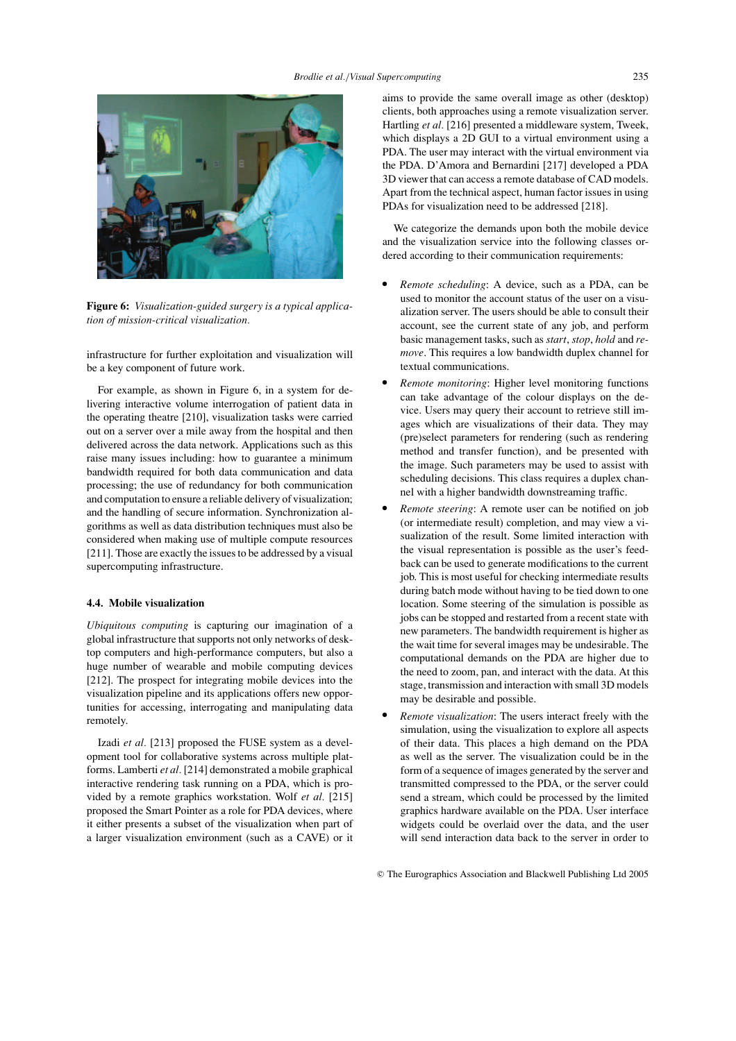**Figure 6:** *Visualization-guided surgery is a typical application of mission-critical visualization.*

infrastructure for further exploitation and visualization will be a key component of future work.

For example, as shown in Figure 6, in a system for delivering interactive volume interrogation of patient data in the operating theatre [210], visualization tasks were carried out on a server over a mile away from the hospital and then delivered across the data network. Applications such as this raise many issues including: how to guarantee a minimum bandwidth required for both data communication and data processing; the use of redundancy for both communication and computation to ensure a reliable delivery of visualization; and the handling of secure information. Synchronization algorithms as well as data distribution techniques must also be considered when making use of multiple compute resources [211]. Those are exactly the issues to be addressed by a visual supercomputing infrastructure.

### 4.4. Mobile visualization

*Ubiquitous computing* is capturing our imagination of a global infrastructure that supports not only networks of desktop computers and high-performance computers, but also a huge number of wearable and mobile computing devices [212]. The prospect for integrating mobile devices into the visualization pipeline and its applications offers new opportunities for accessing, interrogating and manipulating data remotely.

Izadi *et al.* [213] proposed the FUSE system as a development tool for collaborative systems across multiple platforms. Lamberti *et al.* [214] demonstrated a mobile graphical interactive rendering task running on a PDA, which is provided by a remote graphics workstation. Wolf *et al.* [215] proposed the Smart Pointer as a role for PDA devices, where it either presents a subset of the visualization when part of a larger visualization environment (such as a CAVE) or it aims to provide the same overall image as other (desktop) clients, both approaches using a remote visualization server. Hartling *et al.* [216] presented a middleware system, Tweek, which displays a 2D GUI to a virtual environment using a PDA. The user may interact with the virtual environment via the PDA. D'Amora and Bernardini [217] developed a PDA 3D viewer that can access a remote database of CAD models. Apart from the technical aspect, human factor issues in using PDAs for visualization need to be addressed [218].

We categorize the demands upon both the mobile device and the visualization service into the following classes ordered according to their communication requirements:

- *Remote scheduling*: A device, such as a PDA, can be used to monitor the account status of the user on a visualization server. The users should be able to consult their account, see the current state of any job, and perform basic management tasks, such as *start*, *stop*, *hold* and *remove*. This requires a low bandwidth duplex channel for textual communications.
- *Remote monitoring*: Higher level monitoring functions can take advantage of the colour displays on the device. Users may query their account to retrieve still images which are visualizations of their data. They may (pre)select parameters for rendering (such as rendering method and transfer function), and be presented with the image. Such parameters may be used to assist with scheduling decisions. This class requires a duplex channel with a higher bandwidth downstreaming traffic.
- *Remote steering*: A remote user can be notified on job (or intermediate result) completion, and may view a visualization of the result. Some limited interaction with the visual representation is possible as the user's feedback can be used to generate modifications to the current job. This is most useful for checking intermediate results during batch mode without having to be tied down to one location. Some steering of the simulation is possible as jobs can be stopped and restarted from a recent state with new parameters. The bandwidth requirement is higher as the wait time for several images may be undesirable. The computational demands on the PDA are higher due to the need to zoom, pan, and interact with the data. At this stage, transmission and interaction with small 3D models may be desirable and possible.
- *Remote visualization*: The users interact freely with the simulation, using the visualization to explore all aspects of their data. This places a high demand on the PDA as well as the server. The visualization could be in the form of a sequence of images generated by the server and transmitted compressed to the PDA, or the server could send a stream, which could be processed by the limited graphics hardware available on the PDA. User interface widgets could be overlaid over the data, and the user will send interaction data back to the server in order to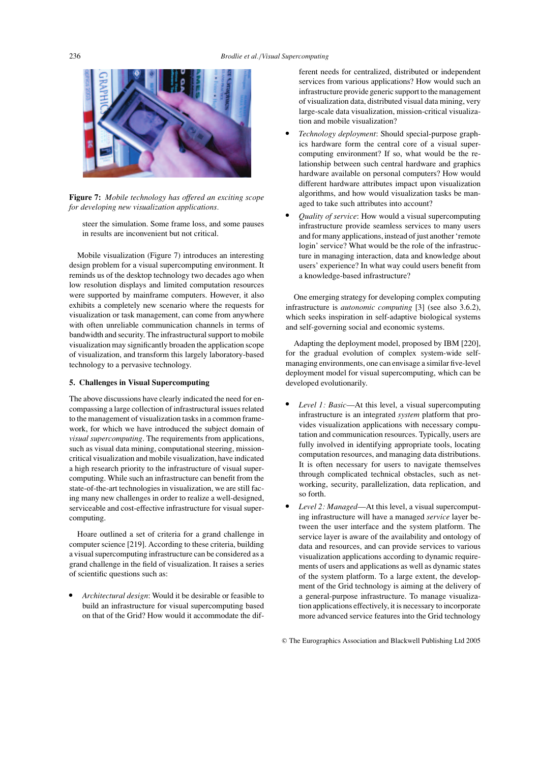**Figure 7:** *Mobile technology has offered an exciting scope for developing new visualization applications.*

steer the simulation. Some frame loss, and some pauses in results are inconvenient but not critical.

Mobile visualization (Figure 7) introduces an interesting design problem for a visual supercomputing environment. It reminds us of the desktop technology two decades ago when low resolution displays and limited computation resources were supported by mainframe computers. However, it also exhibits a completely new scenario where the requests for visualization or task management, can come from anywhere with often unreliable communication channels in terms of bandwidth and security. The infrastructural support to mobile visualization may significantly broaden the application scope of visualization, and transform this largely laboratory-based technology to a pervasive technology.

## 5. Challenges in Visual Supercomputing

The above discussions have clearly indicated the need for encompassing a large collection of infrastructural issues related to the management of visualization tasks in a common framework, for which we have introduced the subject domain of *visual supercomputing*. The requirements from applications, such as visual data mining, computational steering, mission-critical visualization and mobile visualization, have indicated a high research priority to the infrastructure of visual supercomputing. While such an infrastructure can benefit from the state-of-the-art technologies in visualization, we are still facing many new challenges in order to realize a well-designed, serviceable and cost-effective infrastructure for visual supercomputing.

Hoare outlined a set of criteria for a grand challenge in computer science [219]. According to these criteria, building a visual supercomputing infrastructure can be considered as a grand challenge in the field of visualization. It raises a series of scientific questions such as:

- *Architectural design*: Would it be desirable or feasible to build an infrastructure for visual supercomputing based on that of the Grid? How would it accommodate the different needs for centralized, distributed or independent services from various applications? How would such an infrastructure provide generic support to the management of visualization data, distributed visual data mining, very large-scale data visualization, mission-critical visualization and mobile visualization?
- *Technology deployment*: Should special-purpose graphics hardware form the central core of a visual supercomputing environment? If so, what would be the relationship between such central hardware and graphics hardware available on personal computers? How would different hardware attributes impact upon visualization algorithms, and how would visualization tasks be managed to take such attributes into account?
- *Quality of service*: How would a visual supercomputing infrastructure provide seamless services to many users and for many applications, instead of just another 'remote login' service? What would be the role of the infrastructure in managing interaction, data and knowledge about users' experience? In what way could users benefit from a knowledge-based infrastructure?

One emerging strategy for developing complex computing infrastructure is *autonomic computing* [3] (see also 3.6.2), which seeks inspiration in self-adaptive biological systems and self-governing social and economic systems.

Adapting the deployment model, proposed by IBM [220], for the gradual evolution of complex system-wide self-managing environments, one can envisage a similar five-level deployment model for visual supercomputing, which can be developed evolutionarily.

- *Level 1: Basic*—At this level, a visual supercomputing infrastructure is an integrated *system* platform that provides visualization applications with necessary computation and communication resources. Typically, users are fully involved in identifying appropriate tools, locating computation resources, and managing data distributions. It is often necessary for users to navigate themselves through complicated technical obstacles, such as networking, security, parallelization, data replication, and so forth.
- *Level 2: Managed*—At this level, a visual supercomputing infrastructure will have a managed *service* layer between the user interface and the system platform. The service layer is aware of the availability and ontology of data and resources, and can provide services to various visualization applications according to dynamic requirements of users and applications as well as dynamic states of the system platform. To a large extent, the development of the Grid technology is aiming at the delivery of a general-purpose infrastructure. To manage visualization applications effectively, it is necessary to incorporate more advanced service features into the Grid technology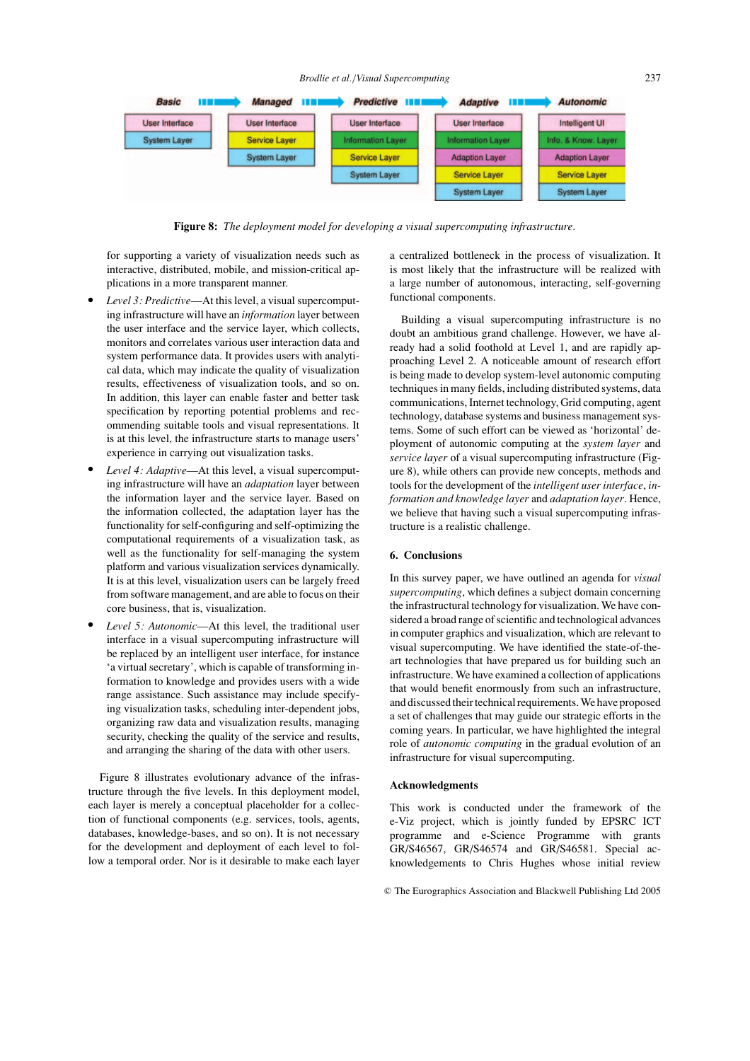| Basic | Managed | Predictive | Adaptive | Autonomic |
|---|---|---|---|---|
| User Interface | User Interface | User Interface | User Interface | Intelligent UI |
| System Layer | Service Layer | Information Layer | Information Layer | Info. & Know. Layer |
| | System Layer | Service Layer | Adaption Layer | Adaption Layer |
| | | System Layer | Service Layer | Service Layer |
| | | | System Layer | System Layer |

**Figure 8:** *The deployment model for developing a visual supercomputing infrastructure.*

for supporting a variety of visualization needs such as interactive, distributed, mobile, and mission-critical applications in a more transparent manner.

- *Level 3: Predictive*—At this level, a visual supercomputing infrastructure will have an *information* layer between the user interface and the service layer, which collects, monitors and correlates various user interaction data and system performance data. It provides users with analytical data, which may indicate the quality of visualization results, effectiveness of visualization tools, and so on. In addition, this layer can enable faster and better task specification by reporting potential problems and recommending suitable tools and visual representations. It is at this level, the infrastructure starts to manage users' experience in carrying out visualization tasks.
- *Level 4: Adaptive*—At this level, a visual supercomputing infrastructure will have an *adaptation* layer between the information layer and the service layer. Based on the information collected, the adaptation layer has the functionality for self-configuring and self-optimizing the computational requirements of a visualization task, as well as the functionality for self-managing the system platform and various visualization services dynamically. It is at this level, visualization users can be largely freed from software management, and are able to focus on their core business, that is, visualization.
- *Level 5: Autonomic*—At this level, the traditional user interface in a visual supercomputing infrastructure will be replaced by an intelligent user interface, for instance 'a virtual secretary', which is capable of transforming information to knowledge and provides users with a wide range assistance. Such assistance may include specifying visualization tasks, scheduling inter-dependent jobs, organizing raw data and visualization results, managing security, checking the quality of the service and results, and arranging the sharing of the data with other users.

Figure 8 illustrates evolutionary advance of the infrastructure through the five levels. In this deployment model, each layer is merely a conceptual placeholder for a collection of functional components (e.g. services, tools, agents, databases, knowledge-bases, and so on). It is not necessary for the development and deployment of each level to follow a temporal order. Nor is it desirable to make each layer a centralized bottleneck in the process of visualization. It is most likely that the infrastructure will be realized with a large number of autonomous, interacting, self-governing functional components.

Building a visual supercomputing infrastructure is no doubt an ambitious grand challenge. However, we have already had a solid foothold at Level 1, and are rapidly approaching Level 2. A noticeable amount of research effort is being made to develop system-level autonomic computing techniques in many fields, including distributed systems, data communications, Internet technology, Grid computing, agent technology, database systems and business management systems. Some of such effort can be viewed as 'horizontal' deployment of autonomic computing at the *system layer* and *service layer* of a visual supercomputing infrastructure (Figure 8), while others can provide new concepts, methods and tools for the development of the *intelligent user interface*, *information and knowledge layer* and *adaptation layer*. Hence, we believe that having such a visual supercomputing infrastructure is a realistic challenge.

## 6. Conclusions

In this survey paper, we have outlined an agenda for *visual supercomputing*, which defines a subject domain concerning the infrastructural technology for visualization. We have considered a broad range of scientific and technological advances in computer graphics and visualization, which are relevant to visual supercomputing. We have identified the state-of-the-art technologies that have prepared us for building such an infrastructure. We have examined a collection of applications that would benefit enormously from such an infrastructure, and discussed their technical requirements. We have proposed a set of challenges that may guide our strategic efforts in the coming years. In particular, we have highlighted the integral role of *autonomic computing* in the gradual evolution of an infrastructure for visual supercomputing.

### Acknowledgments

This work is conducted under the framework of the e-Viz project, which is jointly funded by EPSRC ICT programme and e-Science Programme with grants GR/S46567, GR/S46574 and GR/S46581. Special acknowledgements to Chris Hughes whose initial review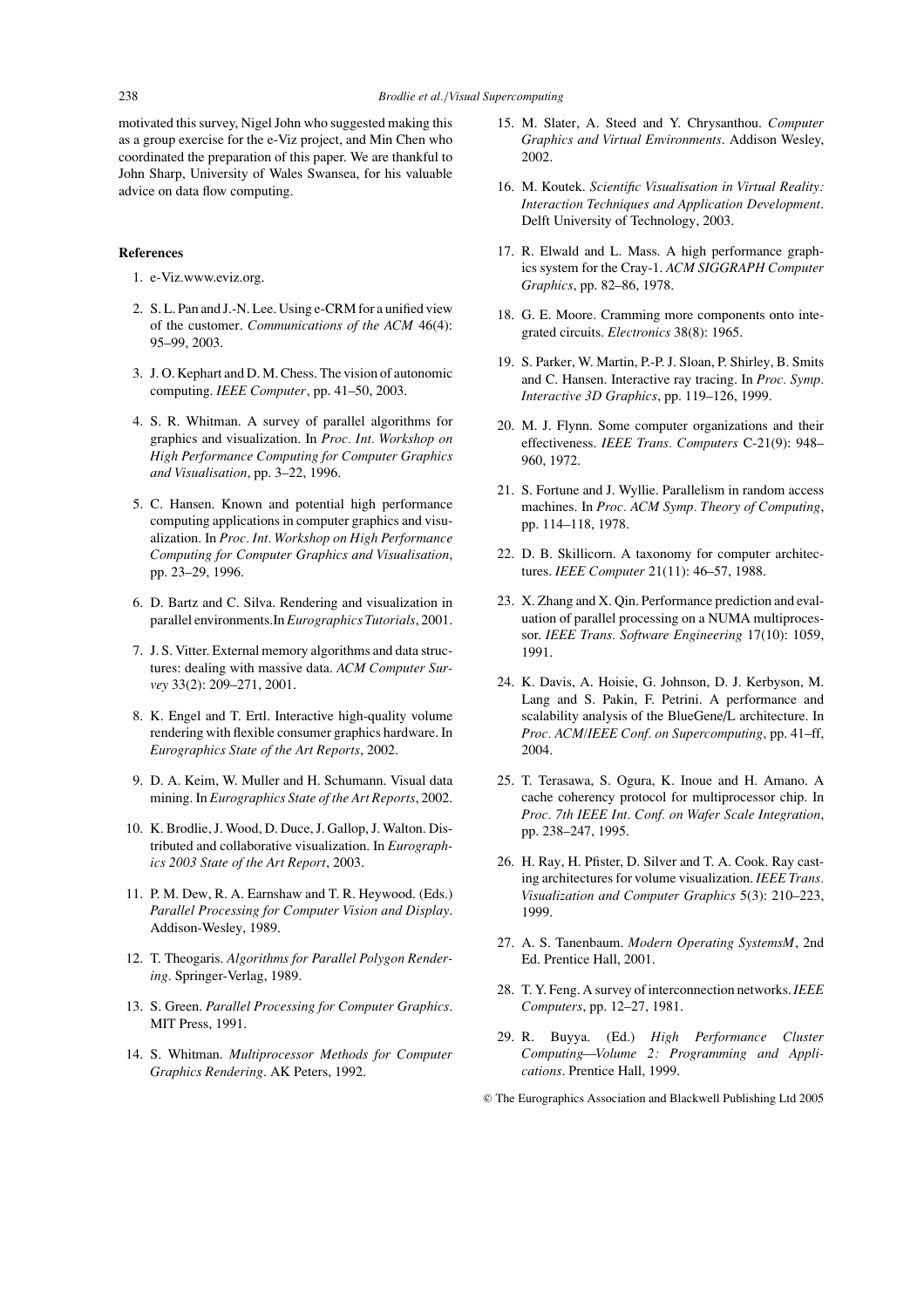motivated this survey, Nigel John who suggested making this as a group exercise for the e-Viz project, and Min Chen who coordinated the preparation of this paper. We are thankful to John Sharp, University of Wales Swansea, for his valuable advice on data flow computing.

### References

1. e-Viz.www.eviz.org.
2. S. L. Pan and J.-N. Lee. Using e-CRM for a unified view of the customer. *Communications of the ACM* 46(4): 95–99, 2003.
3. J. O. Kephart and D. M. Chess. The vision of autonomic computing. *IEEE Computer*, pp. 41–50, 2003.
4. S. R. Whitman. A survey of parallel algorithms for graphics and visualization. In *Proc. Int. Workshop on High Performance Computing for Computer Graphics and Visualisation*, pp. 3–22, 1996.
5. C. Hansen. Known and potential high performance computing applications in computer graphics and visualization. In *Proc. Int. Workshop on High Performance Computing for Computer Graphics and Visualisation*, pp. 23–29, 1996.
6. D. Bartz and C. Silva. Rendering and visualization in parallel environments.In *Eurographics Tutorials*, 2001.
7. J. S. Vitter. External memory algorithms and data structures: dealing with massive data. *ACM Computer Survey* 33(2): 209–271, 2001.
8. K. Engel and T. Ertl. Interactive high-quality volume rendering with flexible consumer graphics hardware. In *Eurographics State of the Art Reports*, 2002.
9. D. A. Keim, W. Muller and H. Schumann. Visual data mining. In *Eurographics State of the Art Reports*, 2002.
10. K. Brodlie, J. Wood, D. Duce, J. Gallop, J. Walton. Distributed and collaborative visualization. In *Eurographics 2003 State of the Art Report*, 2003.
11. P. M. Dew, R. A. Earnshaw and T. R. Heywood. (Eds.) *Parallel Processing for Computer Vision and Display*. Addison-Wesley, 1989.
12. T. Theogaris. *Algorithms for Parallel Polygon Rendering*. Springer-Verlag, 1989.
13. S. Green. *Parallel Processing for Computer Graphics*. MIT Press, 1991.
14. S. Whitman. *Multiprocessor Methods for Computer Graphics Rendering*. AK Peters, 1992.
15. M. Slater, A. Steed and Y. Chrysanthou. *Computer Graphics and Virtual Environments*. Addison Wesley, 2002.
16. M. Koutek. *Scientific Visualisation in Virtual Reality: Interaction Techniques and Application Development*. Delft University of Technology, 2003.
17. R. Elwald and L. Mass. A high performance graphics system for the Cray-1. *ACM SIGGRAPH Computer Graphics*, pp. 82–86, 1978.
18. G. E. Moore. Cramming more components onto integrated circuits. *Electronics* 38(8): 1965.
19. S. Parker, W. Martin, P.-P. J. Sloan, P. Shirley, B. Smits and C. Hansen. Interactive ray tracing. In *Proc. Symp. Interactive 3D Graphics*, pp. 119–126, 1999.
20. M. J. Flynn. Some computer organizations and their effectiveness. *IEEE Trans. Computers* C-21(9): 948–960, 1972.
21. S. Fortune and J. Wyllie. Parallelism in random access machines. In *Proc. ACM Symp. Theory of Computing*, pp. 114–118, 1978.
22. D. B. Skillicorn. A taxonomy for computer architectures. *IEEE Computer* 21(11): 46–57, 1988.
23. X. Zhang and X. Qin. Performance prediction and evaluation of parallel processing on a NUMA multiprocessor. *IEEE Trans. Software Engineering* 17(10): 1059, 1991.
24. K. Davis, A. Hoisie, G. Johnson, D. J. Kerbyson, M. Lang and S. Pakin, F. Petrini. A performance and scalability analysis of the BlueGene/L architecture. In *Proc. ACM/IEEE Conf. on Supercomputing*, pp. 41–ff, 2004.
25. T. Terasawa, S. Ogura, K. Inoue and H. Amano. A cache coherency protocol for multiprocessor chip. In *Proc. 7th IEEE Int. Conf. on Wafer Scale Integration*, pp. 238–247, 1995.
26. H. Ray, H. Pfister, D. Silver and T. A. Cook. Ray casting architectures for volume visualization. *IEEE Trans. Visualization and Computer Graphics* 5(3): 210–223, 1999.
27. A. S. Tanenbaum. *Modern Operating SystemsM*, 2nd Ed. Prentice Hall, 2001.
28. T. Y. Feng. A survey of interconnection networks. *IEEE Computers*, pp. 12–27, 1981.
29. R. Buyya. (Ed.) *High Performance Cluster Computing—Volume 2: Programming and Applications*. Prentice Hall, 1999.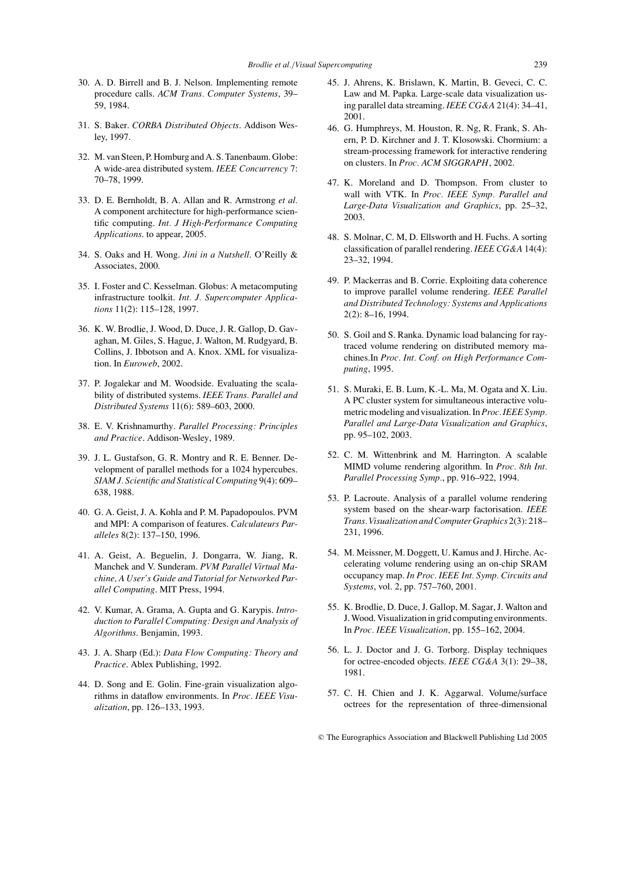30. A. D. Birrell and B. J. Nelson. Implementing remote procedure calls. *ACM Trans. Computer Systems*, 39–59, 1984.

31. S. Baker. *CORBA Distributed Objects*. Addison Wesley, 1997.

32. M. van Steen, P. Homburg and A. S. Tanenbaum. Globe: A wide-area distributed system. *IEEE Concurrency* 7: 70–78, 1999.

33. D. E. Bernholdt, B. A. Allan and R. Armstrong *et al.* A component architecture for high-performance scientific computing. *Int. J High-Performance Computing Applications*. to appear, 2005.

34. S. Oaks and H. Wong. *Jini in a Nutshell*. O'Reilly & Associates, 2000.

35. I. Foster and C. Kesselman. Globus: A metacomputing infrastructure toolkit. *Int. J. Supercomputer Applications* 11(2): 115–128, 1997.

36. K. W. Brodlie, J. Wood, D. Duce, J. R. Gallop, D. Gavaghan, M. Giles, S. Hague, J. Walton, M. Rudgyard, B. Collins, J. Ibbotson and A. Knox. XML for visualization. In *Euroweb*, 2002.

37. P. Jogalekar and M. Woodside. Evaluating the scalability of distributed systems. *IEEE Trans. Parallel and Distributed Systems* 11(6): 589–603, 2000.

38. E. V. Krishnamurthy. *Parallel Processing: Principles and Practice*. Addison-Wesley, 1989.

39. J. L. Gustafson, G. R. Montry and R. E. Benner. Development of parallel methods for a 1024 hypercubes. *SIAM J. Scientific and Statistical Computing* 9(4): 609–638, 1988.

40. G. A. Geist, J. A. Kohla and P. M. Papadopoulos. PVM and MPI: A comparison of features. *Calculateurs Paralleles* 8(2): 137–150, 1996.

41. A. Geist, A. Beguelin, J. Dongarra, W. Jiang, R. Manchek and V. Sunderam. *PVM Parallel Virtual Machine, A User's Guide and Tutorial for Networked Parallel Computing*. MIT Press, 1994.

42. V. Kumar, A. Grama, A. Gupta and G. Karypis. *Introduction to Parallel Computing: Design and Analysis of Algorithms*. Benjamin, 1993.

43. J. A. Sharp (Ed.): *Data Flow Computing: Theory and Practice*. Ablex Publishing, 1992.

44. D. Song and E. Golin. Fine-grain visualization algorithms in dataflow environments. In *Proc. IEEE Visualization*, pp. 126–133, 1993.

45. J. Ahrens, K. Brislawn, K. Martin, B. Geveci, C. C. Law and M. Papka. Large-scale data visualization using parallel data streaming. *IEEE CG&A* 21(4): 34–41, 2001.

46. G. Humphreys, M. Houston, R. Ng, R. Frank, S. Ahern, P. D. Kirchner and J. T. Klosowski. Chormium: a stream-processing framework for interactive rendering on clusters. In *Proc. ACM SIGGRAPH*, 2002.

47. K. Moreland and D. Thompson. From cluster to wall with VTK. In *Proc. IEEE Symp. Parallel and Large-Data Visualization and Graphics*, pp. 25–32, 2003.

48. S. Molnar, C. M, D. Ellsworth and H. Fuchs. A sorting classification of parallel rendering. *IEEE CG&A* 14(4): 23–32, 1994.

49. P. Mackerras and B. Corrie. Exploiting data coherence to improve parallel volume rendering. *IEEE Parallel and Distributed Technology: Systems and Applications* 2(2): 8–16, 1994.

50. S. Goil and S. Ranka. Dynamic load balancing for ray-traced volume rendering on distributed memory machines.In *Proc. Int. Conf. on High Performance Computing*, 1995.

51. S. Muraki, E. B. Lum, K.-L. Ma, M. Ogata and X. Liu. A PC cluster system for simultaneous interactive volumetric modeling and visualization. In *Proc. IEEE Symp. Parallel and Large-Data Visualization and Graphics*, pp. 95–102, 2003.

52. C. M. Wittenbrink and M. Harrington. A scalable MIMD volume rendering algorithm. In *Proc. 8th Int. Parallel Processing Symp.*, pp. 916–922, 1994.

53. P. Lacroute. Analysis of a parallel volume rendering system based on the shear-warp factorisation. *IEEE Trans. Visualization and Computer Graphics* 2(3): 218–231, 1996.

54. M. Meissner, M. Doggett, U. Kamus and J. Hirche. Accelerating volume rendering using an on-chip SRAM occupancy map. *In Proc. IEEE Int. Symp. Circuits and Systems*, vol. 2, pp. 757–760, 2001.

55. K. Brodlie, D. Duce, J. Gallop, M. Sagar, J. Walton and J. Wood. Visualization in grid computing environments. In *Proc. IEEE Visualization*, pp. 155–162, 2004.

56. L. J. Doctor and J. G. Torborg. Display techniques for octree-encoded objects. *IEEE CG&A* 3(1): 29–38, 1981.

57. C. H. Chien and J. K. Aggarwal. Volume/surface octrees for the representation of three-dimensional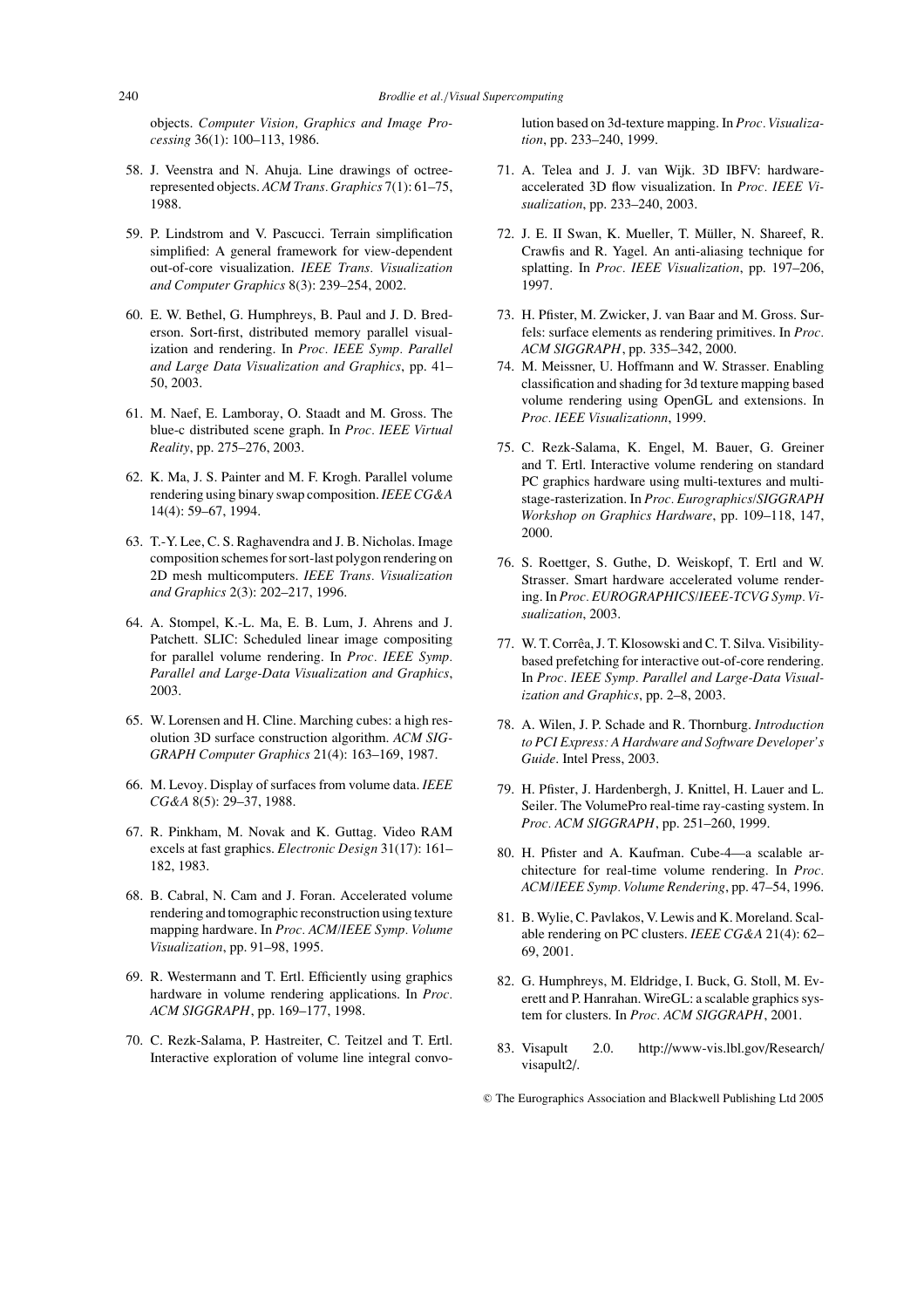objects. *Computer Vision, Graphics and Image Processing* 36(1): 100–113, 1986.

58. J. Veenstra and N. Ahuja. Line drawings of octree-represented objects. *ACM Trans. Graphics* 7(1): 61–75, 1988.

59. P. Lindstrom and V. Pascucci. Terrain simplification simplified: A general framework for view-dependent out-of-core visualization. *IEEE Trans. Visualization and Computer Graphics* 8(3): 239–254, 2002.

60. E. W. Bethel, G. Humphreys, B. Paul and J. D. Brederson. Sort-first, distributed memory parallel visualization and rendering. In *Proc. IEEE Symp. Parallel and Large Data Visualization and Graphics*, pp. 41–50, 2003.

61. M. Naef, E. Lamboray, O. Staadt and M. Gross. The blue-c distributed scene graph. In *Proc. IEEE Virtual Reality*, pp. 275–276, 2003.

62. K. Ma, J. S. Painter and M. F. Krogh. Parallel volume rendering using binary swap composition. *IEEE CG&A* 14(4): 59–67, 1994.

63. T.-Y. Lee, C. S. Raghavendra and J. B. Nicholas. Image composition schemes for sort-last polygon rendering on 2D mesh multicomputers. *IEEE Trans. Visualization and Graphics* 2(3): 202–217, 1996.

64. A. Stompel, K.-L. Ma, E. B. Lum, J. Ahrens and J. Patchett. SLIC: Scheduled linear image compositing for parallel volume rendering. In *Proc. IEEE Symp. Parallel and Large-Data Visualization and Graphics*, 2003.

65. W. Lorensen and H. Cline. Marching cubes: a high resolution 3D surface construction algorithm. *ACM SIGGRAPH Computer Graphics* 21(4): 163–169, 1987.

66. M. Levoy. Display of surfaces from volume data. *IEEE CG&A* 8(5): 29–37, 1988.

67. R. Pinkham, M. Novak and K. Guttag. Video RAM excels at fast graphics. *Electronic Design* 31(17): 161–182, 1983.

68. B. Cabral, N. Cam and J. Foran. Accelerated volume rendering and tomographic reconstruction using texture mapping hardware. In *Proc. ACM/IEEE Symp. Volume Visualization*, pp. 91–98, 1995.

69. R. Westermann and T. Ertl. Efficiently using graphics hardware in volume rendering applications. In *Proc. ACM SIGGRAPH*, pp. 169–177, 1998.

70. C. Rezk-Salama, P. Hastreiter, C. Teitzel and T. Ertl. Interactive exploration of volume line integral convolution based on 3d-texture mapping. In *Proc. Visualization*, pp. 233–240, 1999.

71. A. Telea and J. J. van Wijk. 3D IBFV: hardware-accelerated 3D flow visualization. In *Proc. IEEE Visualization*, pp. 233–240, 2003.

72. J. E. II Swan, K. Mueller, T. Müller, N. Shareef, R. Crawfis and R. Yagel. An anti-aliasing technique for splatting. In *Proc. IEEE Visualization*, pp. 197–206, 1997.

73. H. Pfister, M. Zwicker, J. van Baar and M. Gross. Surfels: surface elements as rendering primitives. In *Proc. ACM SIGGRAPH*, pp. 335–342, 2000.

74. M. Meissner, U. Hoffmann and W. Strasser. Enabling classification and shading for 3d texture mapping based volume rendering using OpenGL and extensions. In *Proc. IEEE Visualizationn*, 1999.

75. C. Rezk-Salama, K. Engel, M. Bauer, G. Greiner and T. Ertl. Interactive volume rendering on standard PC graphics hardware using multi-textures and multi-stage-rasterization. In *Proc. Eurographics/SIGGRAPH Workshop on Graphics Hardware*, pp. 109–118, 147, 2000.

76. S. Roettger, S. Guthe, D. Weiskopf, T. Ertl and W. Strasser. Smart hardware accelerated volume rendering. In *Proc. EUROGRAPHICS/IEEE-TCVG Symp. Visualization*, 2003.

77. W. T. Corrêa, J. T. Klosowski and C. T. Silva. Visibility-based prefetching for interactive out-of-core rendering. In *Proc. IEEE Symp. Parallel and Large-Data Visualization and Graphics*, pp. 2–8, 2003.

78. A. Wilen, J. P. Schade and R. Thornburg. *Introduction to PCI Express: A Hardware and Software Developer's Guide*. Intel Press, 2003.

79. H. Pfister, J. Hardenbergh, J. Knittel, H. Lauer and L. Seiler. The VolumePro real-time ray-casting system. In *Proc. ACM SIGGRAPH*, pp. 251–260, 1999.

80. H. Pfister and A. Kaufman. Cube-4—a scalable architecture for real-time volume rendering. In *Proc. ACM/IEEE Symp. Volume Rendering*, pp. 47–54, 1996.

81. B. Wylie, C. Pavlakos, V. Lewis and K. Moreland. Scalable rendering on PC clusters. *IEEE CG&A* 21(4): 62–69, 2001.

82. G. Humphreys, M. Eldridge, I. Buck, G. Stoll, M. Everett and P. Hanrahan. WireGL: a scalable graphics system for clusters. In *Proc. ACM SIGGRAPH*, 2001.

83. Visapult 2.0. http://www-vis.lbl.gov/Research/visapult2/.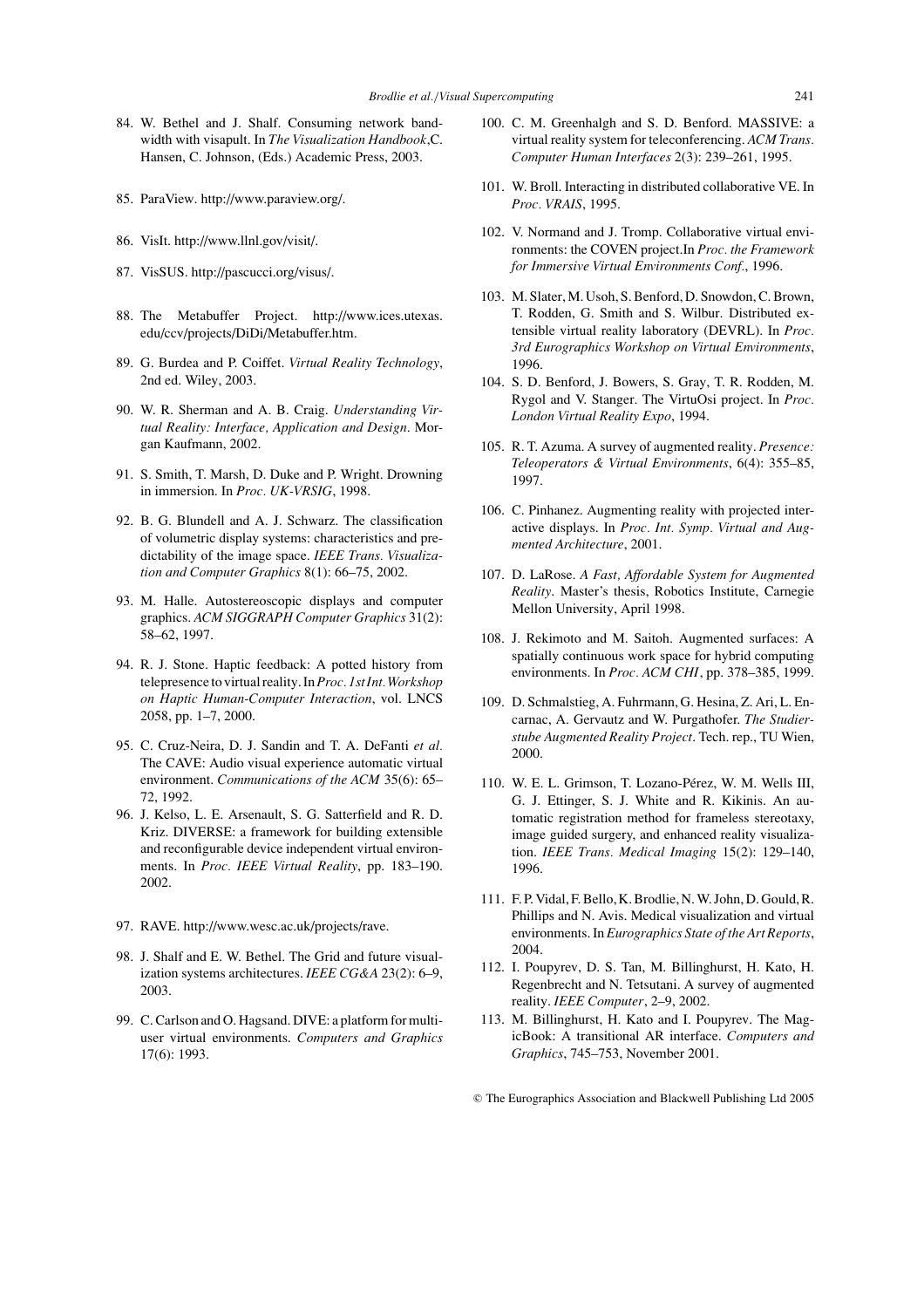84. W. Bethel and J. Shalf. Consuming network bandwidth with visapult. In *The Visualization Handbook*,C. Hansen, C. Johnson, (Eds.) Academic Press, 2003.

85. ParaView. http://www.paraview.org/.

86. VisIt. http://www.llnl.gov/visit/.

87. VisSUS. http://pascucci.org/visus/.

88. The Metabuffer Project. http://www.ices.utexas.edu/ccv/projects/DiDi/Metabuffer.htm.

89. G. Burdea and P. Coiffet. *Virtual Reality Technology*, 2nd ed. Wiley, 2003.

90. W. R. Sherman and A. B. Craig. *Understanding Virtual Reality: Interface, Application and Design*. Morgan Kaufmann, 2002.

91. S. Smith, T. Marsh, D. Duke and P. Wright. Drowning in immersion. In *Proc. UK-VRSIG*, 1998.

92. B. G. Blundell and A. J. Schwarz. The classification of volumetric display systems: characteristics and predictability of the image space. *IEEE Trans. Visualization and Computer Graphics* 8(1): 66–75, 2002.

93. M. Halle. Autostereoscopic displays and computer graphics. *ACM SIGGRAPH Computer Graphics* 31(2): 58–62, 1997.

94. R. J. Stone. Haptic feedback: A potted history from telepresence to virtual reality. In *Proc. 1st Int. Workshop on Haptic Human-Computer Interaction*, vol. LNCS 2058, pp. 1–7, 2000.

95. C. Cruz-Neira, D. J. Sandin and T. A. DeFanti *et al.* The CAVE: Audio visual experience automatic virtual environment. *Communications of the ACM* 35(6): 65–72, 1992.

96. J. Kelso, L. E. Arsenault, S. G. Satterfield and R. D. Kriz. DIVERSE: a framework for building extensible and reconfigurable device independent virtual environments. In *Proc. IEEE Virtual Reality*, pp. 183–190. 2002.

97. RAVE. http://www.wesc.ac.uk/projects/rave.

98. J. Shalf and E. W. Bethel. The Grid and future visualization systems architectures. *IEEE CG&A* 23(2): 6–9, 2003.

99. C. Carlson and O. Hagsand. DIVE: a platform for multiuser virtual environments. *Computers and Graphics* 17(6): 1993.

100. C. M. Greenhalgh and S. D. Benford. MASSIVE: a virtual reality system for teleconferencing. *ACM Trans. Computer Human Interfaces* 2(3): 239–261, 1995.

101. W. Broll. Interacting in distributed collaborative VE. In *Proc. VRAIS*, 1995.

102. V. Normand and J. Tromp. Collaborative virtual environments: the COVEN project.In *Proc. the Framework for Immersive Virtual Environments Conf.*, 1996.

103. M. Slater, M. Usoh, S. Benford, D. Snowdon, C. Brown, T. Rodden, G. Smith and S. Wilbur. Distributed extensible virtual reality laboratory (DEVRL). In *Proc. 3rd Eurographics Workshop on Virtual Environments*, 1996.

104. S. D. Benford, J. Bowers, S. Gray, T. R. Rodden, M. Rygol and V. Stanger. The VirtuOsi project. In *Proc. London Virtual Reality Expo*, 1994.

105. R. T. Azuma. A survey of augmented reality. *Presence: Teleoperators & Virtual Environments*, 6(4): 355–85, 1997.

106. C. Pinhanez. Augmenting reality with projected interactive displays. In *Proc. Int. Symp. Virtual and Augmented Architecture*, 2001.

107. D. LaRose. *A Fast, Affordable System for Augmented Reality*. Master's thesis, Robotics Institute, Carnegie Mellon University, April 1998.

108. J. Rekimoto and M. Saitoh. Augmented surfaces: A spatially continuous work space for hybrid computing environments. In *Proc. ACM CHI*, pp. 378–385, 1999.

109. D. Schmalstieg, A. Fuhrmann, G. Hesina, Z. Ari, L. Encarnac, A. Gervautz and W. Purgathofer. *The Studierstube Augmented Reality Project*. Tech. rep., TU Wien, 2000.

110. W. E. L. Grimson, T. Lozano-Pérez, W. M. Wells III, G. J. Ettinger, S. J. White and R. Kikinis. An automatic registration method for frameless stereotaxy, image guided surgery, and enhanced reality visualization. *IEEE Trans. Medical Imaging* 15(2): 129–140, 1996.

111. F. P. Vidal, F. Bello, K. Brodlie, N. W. John, D. Gould, R. Phillips and N. Avis. Medical visualization and virtual environments. In *Eurographics State of the Art Reports*, 2004.

112. I. Poupyrev, D. S. Tan, M. Billinghurst, H. Kato, H. Regenbrecht and N. Tetsutani. A survey of augmented reality. *IEEE Computer*, 2–9, 2002.

113. M. Billinghurst, H. Kato and I. Poupyrev. The MagicBook: A transitional AR interface. *Computers and Graphics*, 745–753, November 2001.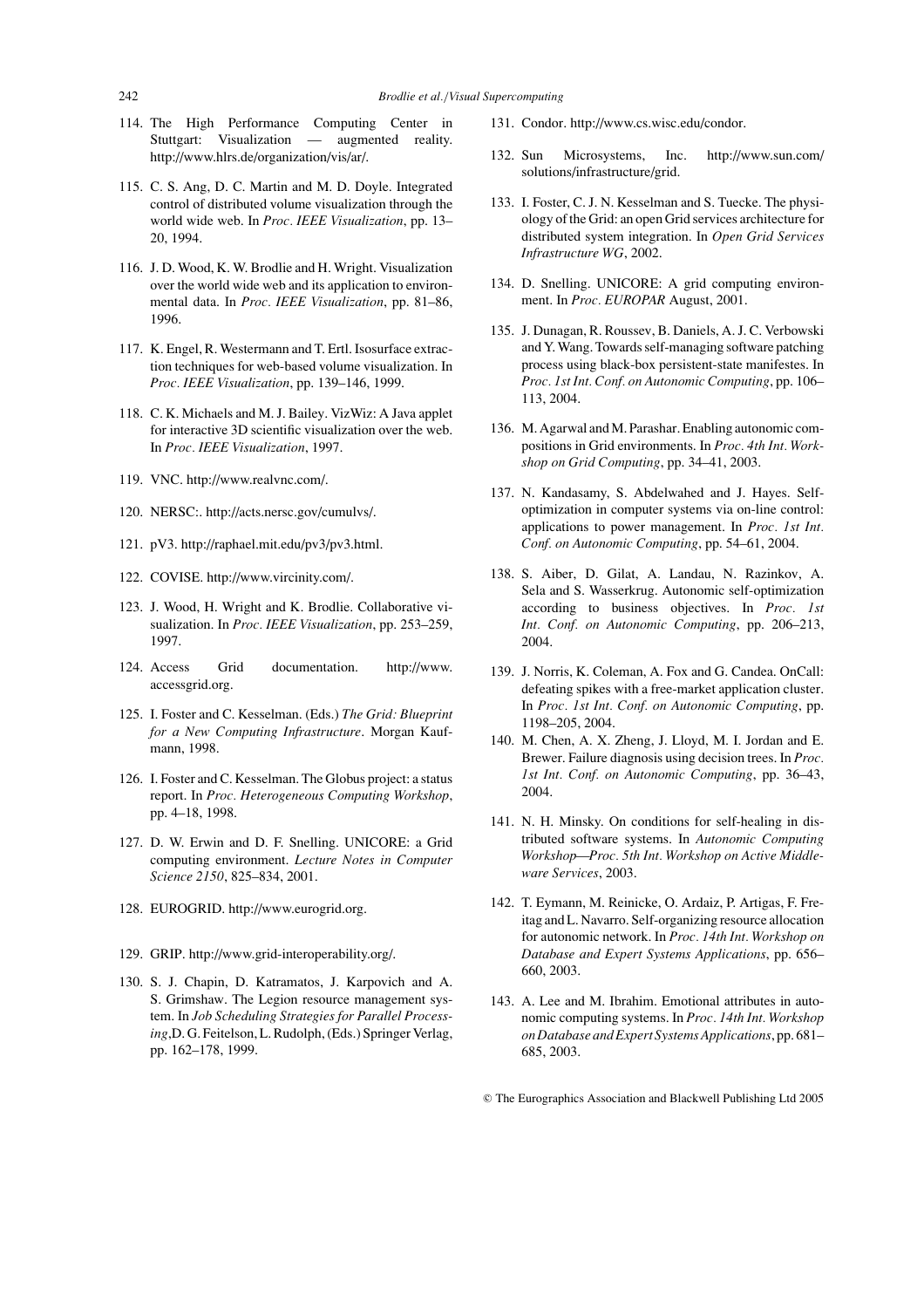114. The High Performance Computing Center in Stuttgart: Visualization — augmented reality. http://www.hlrs.de/organization/vis/ar/.

115. C. S. Ang, D. C. Martin and M. D. Doyle. Integrated control of distributed volume visualization through the world wide web. In *Proc. IEEE Visualization*, pp. 13–20, 1994.

116. J. D. Wood, K. W. Brodlie and H. Wright. Visualization over the world wide web and its application to environmental data. In *Proc. IEEE Visualization*, pp. 81–86, 1996.

117. K. Engel, R. Westermann and T. Ertl. Isosurface extraction techniques for web-based volume visualization. In *Proc. IEEE Visualization*, pp. 139–146, 1999.

118. C. K. Michaels and M. J. Bailey. VizWiz: A Java applet for interactive 3D scientific visualization over the web. In *Proc. IEEE Visualization*, 1997.

119. VNC. http://www.realvnc.com/.

120. NERSC:. http://acts.nersc.gov/cumulvs/.

121. pV3. http://raphael.mit.edu/pv3/pv3.html.

122. COVISE. http://www.vircinity.com/.

123. J. Wood, H. Wright and K. Brodlie. Collaborative visualization. In *Proc. IEEE Visualization*, pp. 253–259, 1997.

124. Access Grid documentation. http://www.accessgrid.org.

125. I. Foster and C. Kesselman. (Eds.) *The Grid: Blueprint for a New Computing Infrastructure*. Morgan Kaufmann, 1998.

126. I. Foster and C. Kesselman. The Globus project: a status report. In *Proc. Heterogeneous Computing Workshop*, pp. 4–18, 1998.

127. D. W. Erwin and D. F. Snelling. UNICORE: a Grid computing environment. *Lecture Notes in Computer Science 2150*, 825–834, 2001.

128. EUROGRID. http://www.eurogrid.org.

129. GRIP. http://www.grid-interoperability.org/.

130. S. J. Chapin, D. Katramatos, J. Karpovich and A. S. Grimshaw. The Legion resource management system. In *Job Scheduling Strategies for Parallel Processing*,D. G. Feitelson, L. Rudolph, (Eds.) Springer Verlag, pp. 162–178, 1999.

131. Condor. http://www.cs.wisc.edu/condor.

132. Sun Microsystems, Inc. http://www.sun.com/solutions/infrastructure/grid.

133. I. Foster, C. J. N. Kesselman and S. Tuecke. The physiology of the Grid: an open Grid services architecture for distributed system integration. In *Open Grid Services Infrastructure WG*, 2002.

134. D. Snelling. UNICORE: A grid computing environment. In *Proc. EUROPAR* August, 2001.

135. J. Dunagan, R. Roussev, B. Daniels, A. J. C. Verbowski and Y. Wang. Towards self-managing software patching process using black-box persistent-state manifestes. In *Proc. 1st Int. Conf. on Autonomic Computing*, pp. 106–113, 2004.

136. M. Agarwal and M. Parashar. Enabling autonomic compositions in Grid environments. In *Proc. 4th Int. Workshop on Grid Computing*, pp. 34–41, 2003.

137. N. Kandasamy, S. Abdelwahed and J. Hayes. Self-optimization in computer systems via on-line control: applications to power management. In *Proc. 1st Int. Conf. on Autonomic Computing*, pp. 54–61, 2004.

138. S. Aiber, D. Gilat, A. Landau, N. Razinkov, A. Sela and S. Wasserkrug. Autonomic self-optimization according to business objectives. In *Proc. 1st Int. Conf. on Autonomic Computing*, pp. 206–213, 2004.

139. J. Norris, K. Coleman, A. Fox and G. Candea. OnCall: defeating spikes with a free-market application cluster. In *Proc. 1st Int. Conf. on Autonomic Computing*, pp. 1198–205, 2004.

140. M. Chen, A. X. Zheng, J. Lloyd, M. I. Jordan and E. Brewer. Failure diagnosis using decision trees. In *Proc. 1st Int. Conf. on Autonomic Computing*, pp. 36–43, 2004.

141. N. H. Minsky. On conditions for self-healing in distributed software systems. In *Autonomic Computing Workshop—Proc. 5th Int. Workshop on Active Middleware Services*, 2003.

142. T. Eymann, M. Reinicke, O. Ardaiz, P. Artigas, F. Freitag and L. Navarro. Self-organizing resource allocation for autonomic network. In *Proc. 14th Int. Workshop on Database and Expert Systems Applications*, pp. 656–660, 2003.

143. A. Lee and M. Ibrahim. Emotional attributes in autonomic computing systems. In *Proc. 14th Int. Workshop on Database and Expert Systems Applications*, pp. 681–685, 2003.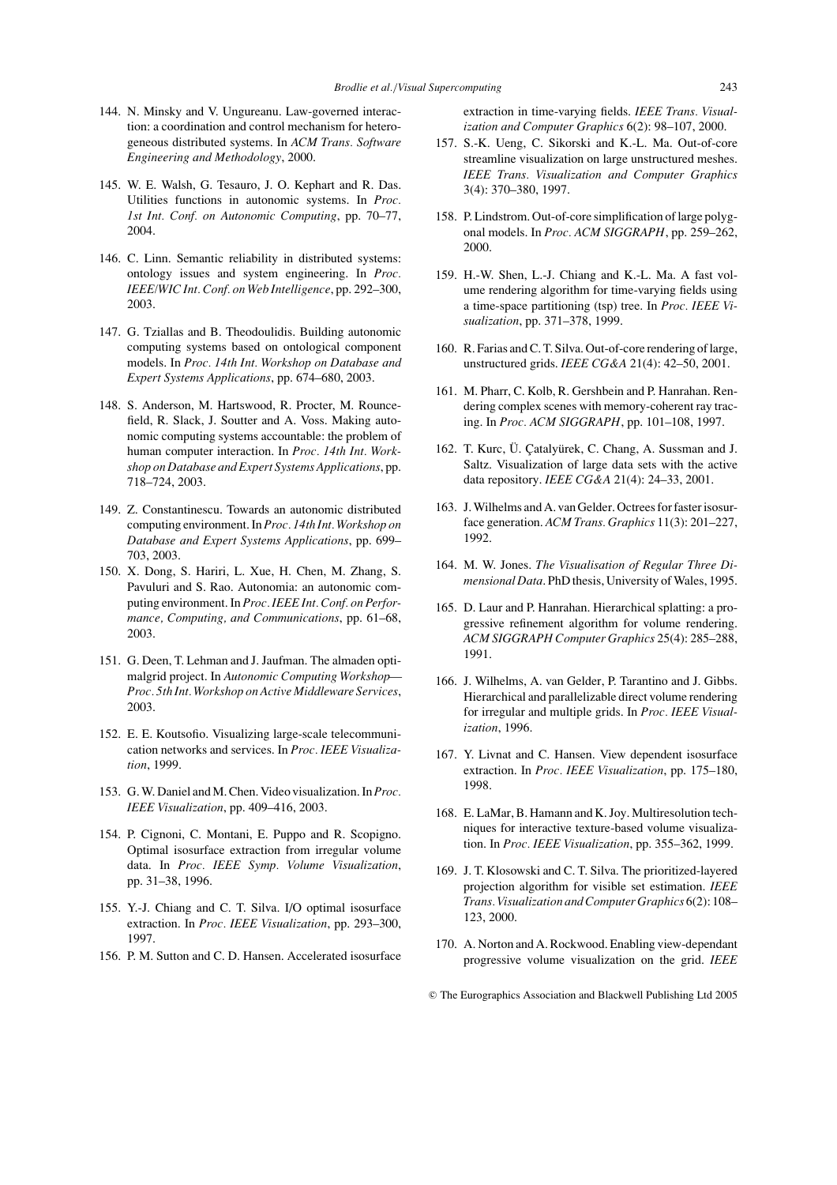144. N. Minsky and V. Ungureanu. Law-governed interaction: a coordination and control mechanism for heterogeneous distributed systems. In *ACM Trans. Software Engineering and Methodology*, 2000.

145. W. E. Walsh, G. Tesauro, J. O. Kephart and R. Das. Utilities functions in autonomic systems. In *Proc. 1st Int. Conf. on Autonomic Computing*, pp. 70–77, 2004.

146. C. Linn. Semantic reliability in distributed systems: ontology issues and system engineering. In *Proc. IEEE/WIC Int. Conf. on Web Intelligence*, pp. 292–300, 2003.

147. G. Tziallas and B. Theodoulidis. Building autonomic computing systems based on ontological component models. In *Proc. 14th Int. Workshop on Database and Expert Systems Applications*, pp. 674–680, 2003.

148. S. Anderson, M. Hartswood, R. Procter, M. Rouncefield, R. Slack, J. Soutter and A. Voss. Making autonomic computing systems accountable: the problem of human computer interaction. In *Proc. 14th Int. Workshop on Database and Expert Systems Applications*, pp. 718–724, 2003.

149. Z. Constantinescu. Towards an autonomic distributed computing environment. In *Proc. 14th Int. Workshop on Database and Expert Systems Applications*, pp. 699–703, 2003.

150. X. Dong, S. Hariri, L. Xue, H. Chen, M. Zhang, S. Pavuluri and S. Rao. Autonomia: an autonomic computing environment. In *Proc. IEEE Int. Conf. on Performance, Computing, and Communications*, pp. 61–68, 2003.

151. G. Deen, T. Lehman and J. Jaufman. The almaden optimalgrid project. In *Autonomic Computing Workshop—Proc. 5th Int. Workshop on Active Middleware Services*, 2003.

152. E. E. Koutsofio. Visualizing large-scale telecommunication networks and services. In *Proc. IEEE Visualization*, 1999.

153. G. W. Daniel and M. Chen. Video visualization. In *Proc. IEEE Visualization*, pp. 409–416, 2003.

154. P. Cignoni, C. Montani, E. Puppo and R. Scopigno. Optimal isosurface extraction from irregular volume data. In *Proc. IEEE Symp. Volume Visualization*, pp. 31–38, 1996.

155. Y.-J. Chiang and C. T. Silva. I/O optimal isosurface extraction. In *Proc. IEEE Visualization*, pp. 293–300, 1997.

156. P. M. Sutton and C. D. Hansen. Accelerated isosurface extraction in time-varying fields. *IEEE Trans. Visualization and Computer Graphics* 6(2): 98–107, 2000.

157. S.-K. Ueng, C. Sikorski and K.-L. Ma. Out-of-core streamline visualization on large unstructured meshes. *IEEE Trans. Visualization and Computer Graphics* 3(4): 370–380, 1997.

158. P. Lindstrom. Out-of-core simplification of large polygonal models. In *Proc. ACM SIGGRAPH*, pp. 259–262, 2000.

159. H.-W. Shen, L.-J. Chiang and K.-L. Ma. A fast volume rendering algorithm for time-varying fields using a time-space partitioning (tsp) tree. In *Proc. IEEE Visualization*, pp. 371–378, 1999.

160. R. Farias and C. T. Silva. Out-of-core rendering of large, unstructured grids. *IEEE CG&A* 21(4): 42–50, 2001.

161. M. Pharr, C. Kolb, R. Gershbein and P. Hanrahan. Rendering complex scenes with memory-coherent ray tracing. In *Proc. ACM SIGGRAPH*, pp. 101–108, 1997.

162. T. Kurc, Ü. Çatalyürek, C. Chang, A. Sussman and J. Saltz. Visualization of large data sets with the active data repository. *IEEE CG&A* 21(4): 24–33, 2001.

163. J. Wilhelms and A. van Gelder. Octrees for faster isosurface generation. *ACM Trans. Graphics* 11(3): 201–227, 1992.

164. M. W. Jones. *The Visualisation of Regular Three Dimensional Data*. PhD thesis, University of Wales, 1995.

165. D. Laur and P. Hanrahan. Hierarchical splatting: a progressive refinement algorithm for volume rendering. *ACM SIGGRAPH Computer Graphics* 25(4): 285–288, 1991.

166. J. Wilhelms, A. van Gelder, P. Tarantino and J. Gibbs. Hierarchical and parallelizable direct volume rendering for irregular and multiple grids. In *Proc. IEEE Visualization*, 1996.

167. Y. Livnat and C. Hansen. View dependent isosurface extraction. In *Proc. IEEE Visualization*, pp. 175–180, 1998.

168. E. LaMar, B. Hamann and K. Joy. Multiresolution techniques for interactive texture-based volume visualization. In *Proc. IEEE Visualization*, pp. 355–362, 1999.

169. J. T. Klosowski and C. T. Silva. The prioritized-layered projection algorithm for visible set estimation. *IEEE Trans. Visualization and Computer Graphics* 6(2): 108–123, 2000.

170. A. Norton and A. Rockwood. Enabling view-dependant progressive volume visualization on the grid. *IEEE*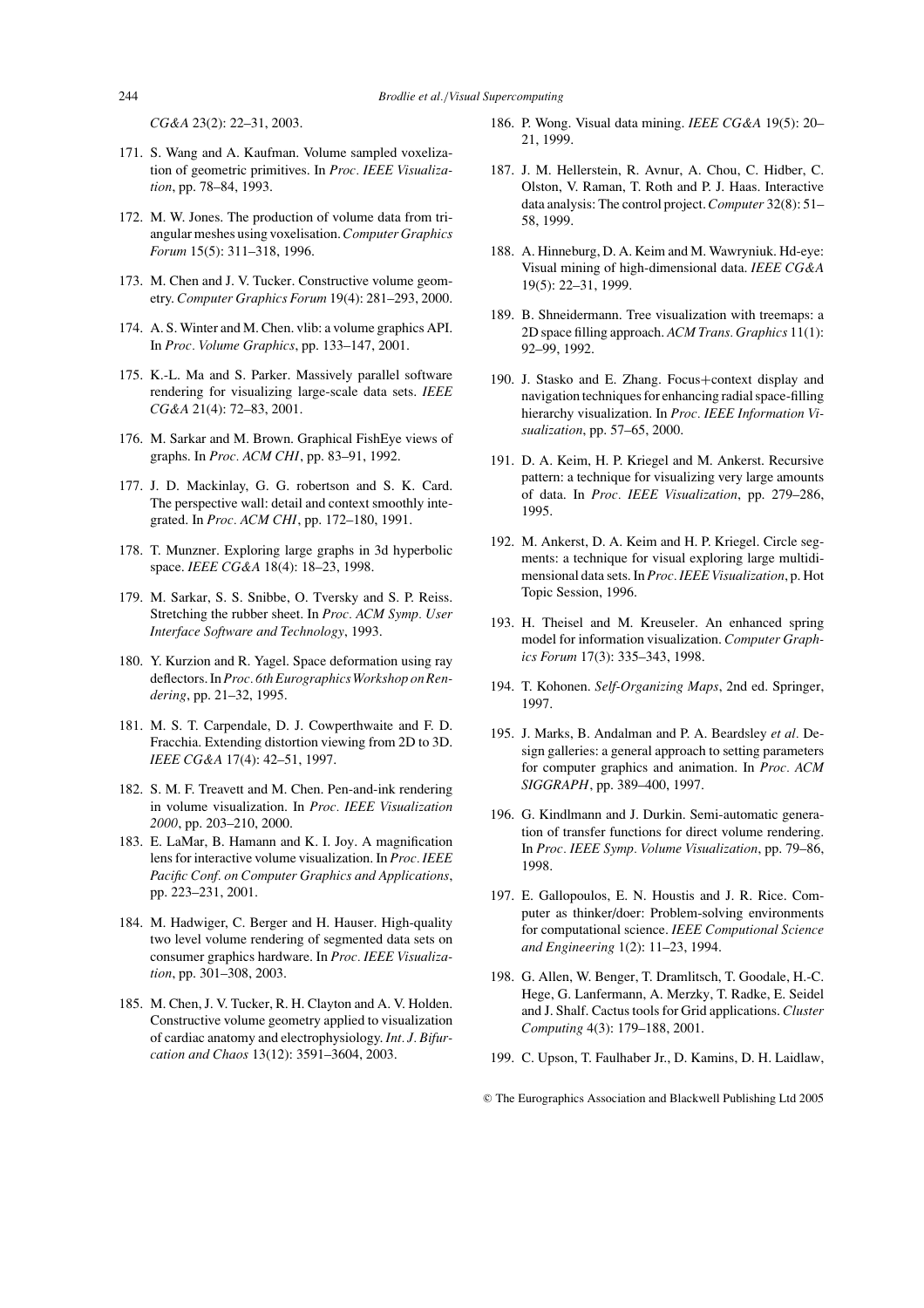*CG&A* 23(2): 22–31, 2003.

171. S. Wang and A. Kaufman. Volume sampled voxelization of geometric primitives. In *Proc. IEEE Visualization*, pp. 78–84, 1993.

172. M. W. Jones. The production of volume data from triangular meshes using voxelisation. *Computer Graphics Forum* 15(5): 311–318, 1996.

173. M. Chen and J. V. Tucker. Constructive volume geometry. *Computer Graphics Forum* 19(4): 281–293, 2000.

174. A. S. Winter and M. Chen. vlib: a volume graphics API. In *Proc. Volume Graphics*, pp. 133–147, 2001.

175. K.-L. Ma and S. Parker. Massively parallel software rendering for visualizing large-scale data sets. *IEEE CG&A* 21(4): 72–83, 2001.

176. M. Sarkar and M. Brown. Graphical FishEye views of graphs. In *Proc. ACM CHI*, pp. 83–91, 1992.

177. J. D. Mackinlay, G. G. robertson and S. K. Card. The perspective wall: detail and context smoothly integrated. In *Proc. ACM CHI*, pp. 172–180, 1991.

178. T. Munzner. Exploring large graphs in 3d hyperbolic space. *IEEE CG&A* 18(4): 18–23, 1998.

179. M. Sarkar, S. S. Snibbe, O. Tversky and S. P. Reiss. Stretching the rubber sheet. In *Proc. ACM Symp. User Interface Software and Technology*, 1993.

180. Y. Kurzion and R. Yagel. Space deformation using ray deflectors. In *Proc. 6th Eurographics Workshop on Rendering*, pp. 21–32, 1995.

181. M. S. T. Carpendale, D. J. Cowperthwaite and F. D. Fracchia. Extending distortion viewing from 2D to 3D. *IEEE CG&A* 17(4): 42–51, 1997.

182. S. M. F. Treavett and M. Chen. Pen-and-ink rendering in volume visualization. In *Proc. IEEE Visualization 2000*, pp. 203–210, 2000.

183. E. LaMar, B. Hamann and K. I. Joy. A magnification lens for interactive volume visualization. In *Proc. IEEE Pacific Conf. on Computer Graphics and Applications*, pp. 223–231, 2001.

184. M. Hadwiger, C. Berger and H. Hauser. High-quality two level volume rendering of segmented data sets on consumer graphics hardware. In *Proc. IEEE Visualization*, pp. 301–308, 2003.

185. M. Chen, J. V. Tucker, R. H. Clayton and A. V. Holden. Constructive volume geometry applied to visualization of cardiac anatomy and electrophysiology. *Int. J. Bifurcation and Chaos* 13(12): 3591–3604, 2003.

186. P. Wong. Visual data mining. *IEEE CG&A* 19(5): 20–21, 1999.

187. J. M. Hellerstein, R. Avnur, A. Chou, C. Hidber, C. Olston, V. Raman, T. Roth and P. J. Haas. Interactive data analysis: The control project. *Computer* 32(8): 51–58, 1999.

188. A. Hinneburg, D. A. Keim and M. Wawryniuk. Hd-eye: Visual mining of high-dimensional data. *IEEE CG&A* 19(5): 22–31, 1999.

189. B. Shneidermann. Tree visualization with treemaps: a 2D space filling approach. *ACM Trans. Graphics* 11(1): 92–99, 1992.

190. J. Stasko and E. Zhang. Focus+context display and navigation techniques for enhancing radial space-filling hierarchy visualization. In *Proc. IEEE Information Visualization*, pp. 57–65, 2000.

191. D. A. Keim, H. P. Kriegel and M. Ankerst. Recursive pattern: a technique for visualizing very large amounts of data. In *Proc. IEEE Visualization*, pp. 279–286, 1995.

192. M. Ankerst, D. A. Keim and H. P. Kriegel. Circle segments: a technique for visual exploring large multidimensional data sets. In *Proc. IEEE Visualization*, p. Hot Topic Session, 1996.

193. H. Theisel and M. Kreuseler. An enhanced spring model for information visualization. *Computer Graphics Forum* 17(3): 335–343, 1998.

194. T. Kohonen. *Self-Organizing Maps*, 2nd ed. Springer, 1997.

195. J. Marks, B. Andalman and P. A. Beardsley *et al.* Design galleries: a general approach to setting parameters for computer graphics and animation. In *Proc. ACM SIGGRAPH*, pp. 389–400, 1997.

196. G. Kindlmann and J. Durkin. Semi-automatic generation of transfer functions for direct volume rendering. In *Proc. IEEE Symp. Volume Visualization*, pp. 79–86, 1998.

197. E. Gallopoulos, E. N. Houstis and J. R. Rice. Computer as thinker/doer: Problem-solving environments for computational science. *IEEE Computional Science and Engineering* 1(2): 11–23, 1994.

198. G. Allen, W. Benger, T. Dramlitsch, T. Goodale, H.-C. Hege, G. Lanfermann, A. Merzky, T. Radke, E. Seidel and J. Shalf. Cactus tools for Grid applications. *Cluster Computing* 4(3): 179–188, 2001.

199. C. Upson, T. Faulhaber Jr., D. Kamins, D. H. Laidlaw,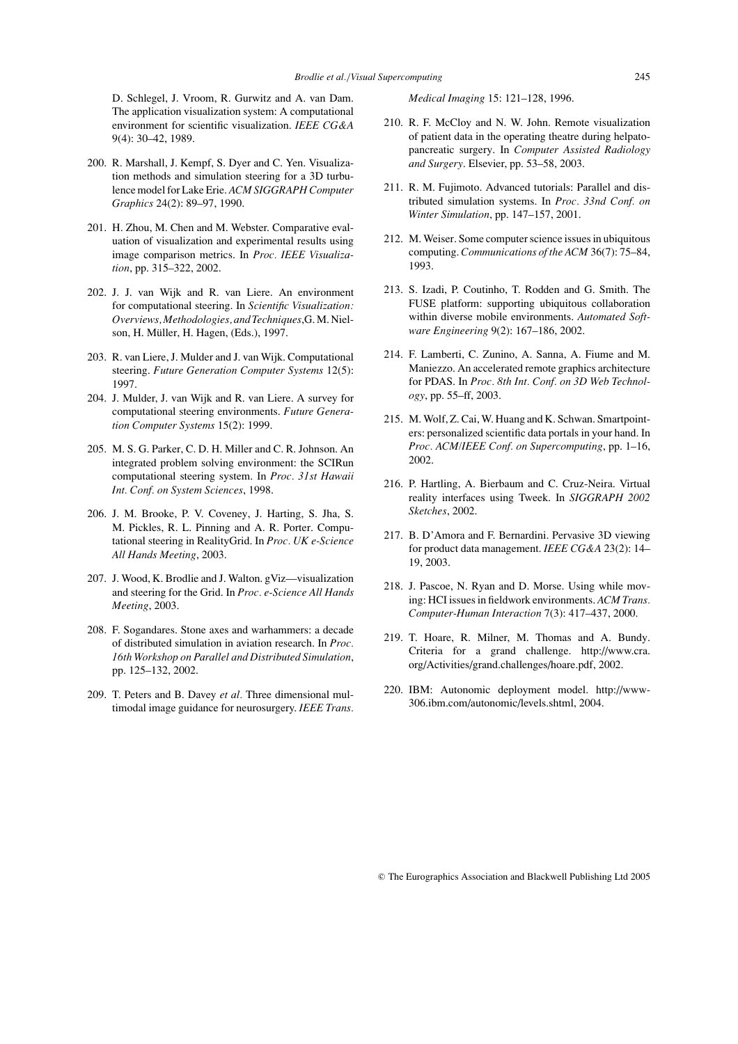D. Schlegel, J. Vroom, R. Gurwitz and A. van Dam. The application visualization system: A computational environment for scientific visualization. *IEEE CG&A* 9(4): 30–42, 1989.

200. R. Marshall, J. Kempf, S. Dyer and C. Yen. Visualization methods and simulation steering for a 3D turbulence model for Lake Erie. *ACM SIGGRAPH Computer Graphics* 24(2): 89–97, 1990.

201. H. Zhou, M. Chen and M. Webster. Comparative evaluation of visualization and experimental results using image comparison metrics. In *Proc. IEEE Visualization*, pp. 315–322, 2002.

202. J. J. van Wijk and R. van Liere. An environment for computational steering. In *Scientific Visualization: Overviews, Methodologies, and Techniques*, G. M. Nielson, H. Müller, H. Hagen, (Eds.), 1997.

203. R. van Liere, J. Mulder and J. van Wijk. Computational steering. *Future Generation Computer Systems* 12(5): 1997.

204. J. Mulder, J. van Wijk and R. van Liere. A survey for computational steering environments. *Future Generation Computer Systems* 15(2): 1999.

205. M. S. G. Parker, C. D. H. Miller and C. R. Johnson. An integrated problem solving environment: the SCIRun computational steering system. In *Proc. 31st Hawaii Int. Conf. on System Sciences*, 1998.

206. J. M. Brooke, P. V. Coveney, J. Harting, S. Jha, S. M. Pickles, R. L. Pinning and A. R. Porter. Computational steering in RealityGrid. In *Proc. UK e-Science All Hands Meeting*, 2003.

207. J. Wood, K. Brodlie and J. Walton. gViz—visualization and steering for the Grid. In *Proc. e-Science All Hands Meeting*, 2003.

208. F. Sogandares. Stone axes and warhammers: a decade of distributed simulation in aviation research. In *Proc. 16th Workshop on Parallel and Distributed Simulation*, pp. 125–132, 2002.

209. T. Peters and B. Davey *et al.* Three dimensional multimodal image guidance for neurosurgery. *IEEE Trans. Medical Imaging* 15: 121–128, 1996.

210. R. F. McCloy and N. W. John. Remote visualization of patient data in the operating theatre during helpatopancreatic surgery. In *Computer Assisted Radiology and Surgery*. Elsevier, pp. 53–58, 2003.

211. R. M. Fujimoto. Advanced tutorials: Parallel and distributed simulation systems. In *Proc. 33nd Conf. on Winter Simulation*, pp. 147–157, 2001.

212. M. Weiser. Some computer science issues in ubiquitous computing. *Communications of the ACM* 36(7): 75–84, 1993.

213. S. Izadi, P. Coutinho, T. Rodden and G. Smith. The FUSE platform: supporting ubiquitous collaboration within diverse mobile environments. *Automated Software Engineering* 9(2): 167–186, 2002.

214. F. Lamberti, C. Zunino, A. Sanna, A. Fiume and M. Maniezzo. An accelerated remote graphics architecture for PDAS. In *Proc. 8th Int. Conf. on 3D Web Technology*, pp. 55–ff, 2003.

215. M. Wolf, Z. Cai, W. Huang and K. Schwan. Smartpointers: personalized scientific data portals in your hand. In *Proc. ACM/IEEE Conf. on Supercomputing*, pp. 1–16, 2002.

216. P. Hartling, A. Bierbaum and C. Cruz-Neira. Virtual reality interfaces using Tweek. In *SIGGRAPH 2002 Sketches*, 2002.

217. B. D'Amora and F. Bernardini. Pervasive 3D viewing for product data management. *IEEE CG&A* 23(2): 14–19, 2003.

218. J. Pascoe, N. Ryan and D. Morse. Using while moving: HCI issues in fieldwork environments. *ACM Trans. Computer-Human Interaction* 7(3): 417–437, 2000.

219. T. Hoare, R. Milner, M. Thomas and A. Bundy. Criteria for a grand challenge. http://www.cra.org/Activities/grand.challenges/hoare.pdf, 2002.

220. IBM: Autonomic deployment model. http://www-306.ibm.com/autonomic/levels.shtml, 2004.